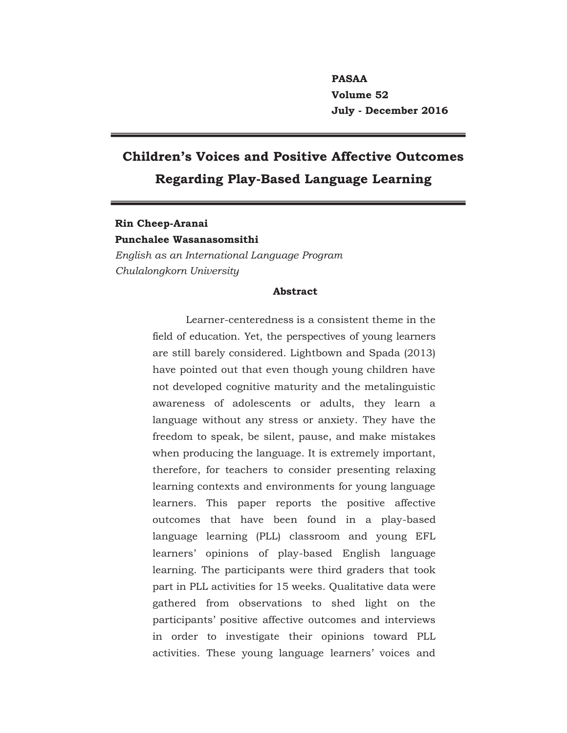PASAA
Volume 52
July - December 2016

# Children's Voices and Positive Affective Outcomes Regarding Play-Based Language Learning

**Rin Cheep-Aranai**
**Punchalee Wasanasomsithi**
*English as an International Language Program*
*Chulalongkorn University*

## Abstract

Learner-centeredness is a consistent theme in the field of education. Yet, the perspectives of young learners are still barely considered. Lightbown and Spada (2013) have pointed out that even though young children have not developed cognitive maturity and the metalinguistic awareness of adolescents or adults, they learn a language without any stress or anxiety. They have the freedom to speak, be silent, pause, and make mistakes when producing the language. It is extremely important, therefore, for teachers to consider presenting relaxing learning contexts and environments for young language learners. This paper reports the positive affective outcomes that have been found in a play-based language learning (PLL) classroom and young EFL learners' opinions of play-based English language learning. The participants were third graders that took part in PLL activities for 15 weeks. Qualitative data were gathered from observations to shed light on the participants' positive affective outcomes and interviews in order to investigate their opinions toward PLL activities. These young language learners' voices and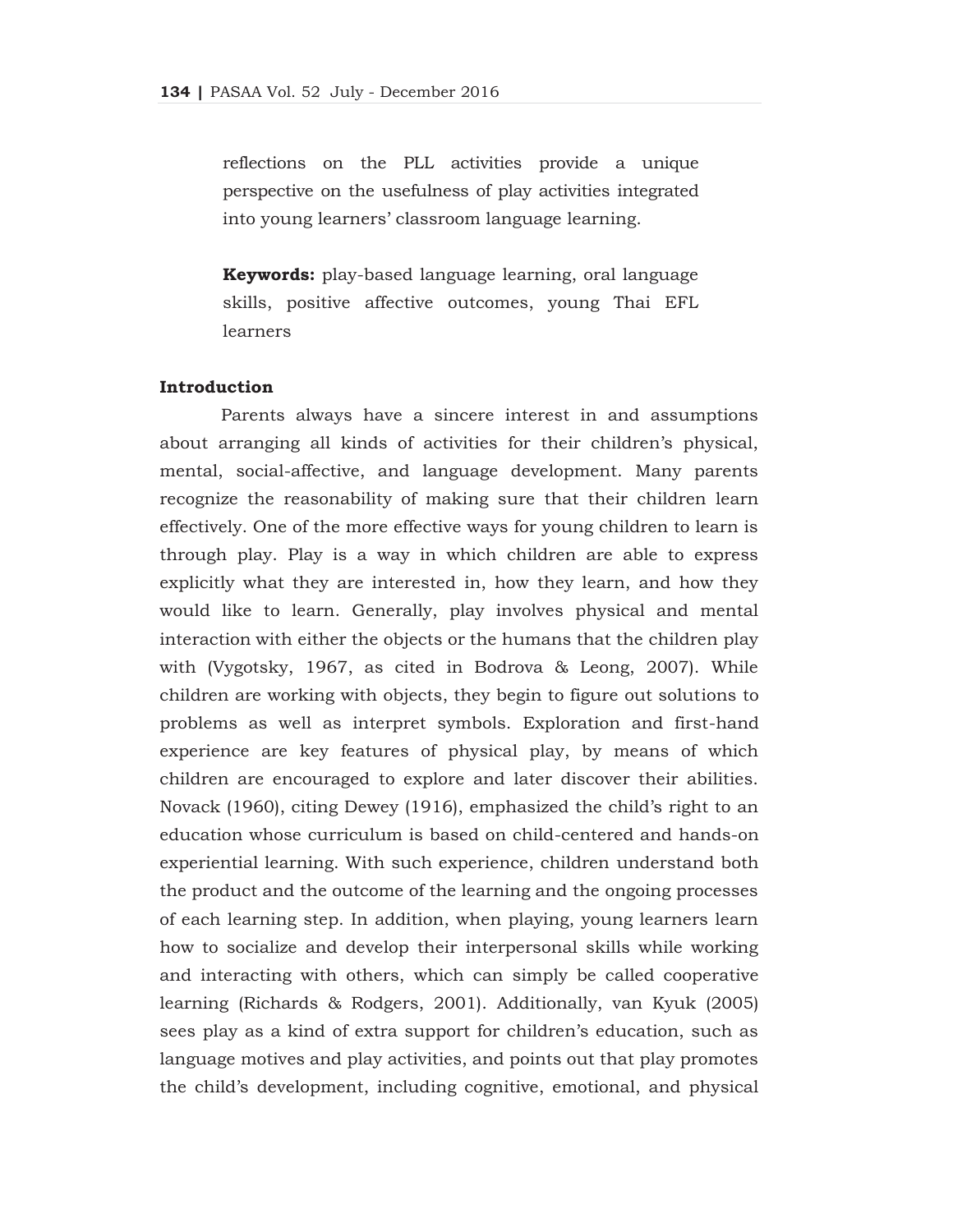reflections on the PLL activities provide a unique perspective on the usefulness of play activities integrated into young learners' classroom language learning.

**Keywords:** play-based language learning, oral language skills, positive affective outcomes, young Thai EFL learners

## Introduction

Parents always have a sincere interest in and assumptions about arranging all kinds of activities for their children's physical, mental, social-affective, and language development. Many parents recognize the reasonability of making sure that their children learn effectively. One of the more effective ways for young children to learn is through play. Play is a way in which children are able to express explicitly what they are interested in, how they learn, and how they would like to learn. Generally, play involves physical and mental interaction with either the objects or the humans that the children play with (Vygotsky, 1967, as cited in Bodrova & Leong, 2007). While children are working with objects, they begin to figure out solutions to problems as well as interpret symbols. Exploration and first-hand experience are key features of physical play, by means of which children are encouraged to explore and later discover their abilities. Novack (1960), citing Dewey (1916), emphasized the child's right to an education whose curriculum is based on child-centered and hands-on experiential learning. With such experience, children understand both the product and the outcome of the learning and the ongoing processes of each learning step. In addition, when playing, young learners learn how to socialize and develop their interpersonal skills while working and interacting with others, which can simply be called cooperative learning (Richards & Rodgers, 2001). Additionally, van Kyuk (2005) sees play as a kind of extra support for children's education, such as language motives and play activities, and points out that play promotes the child's development, including cognitive, emotional, and physical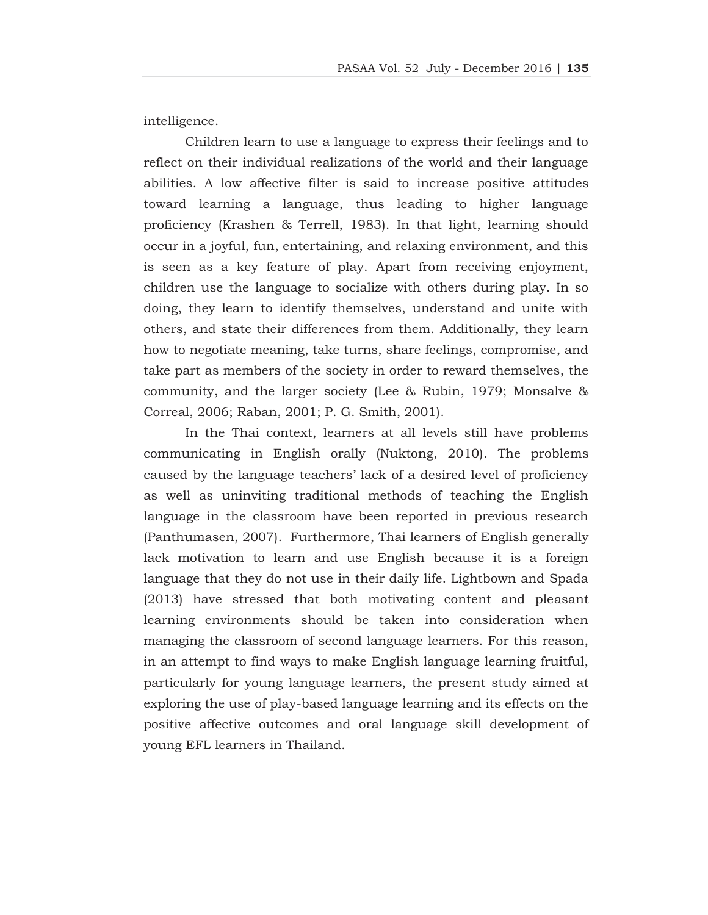intelligence.

Children learn to use a language to express their feelings and to reflect on their individual realizations of the world and their language abilities. A low affective filter is said to increase positive attitudes toward learning a language, thus leading to higher language proficiency (Krashen & Terrell, 1983). In that light, learning should occur in a joyful, fun, entertaining, and relaxing environment, and this is seen as a key feature of play. Apart from receiving enjoyment, children use the language to socialize with others during play. In so doing, they learn to identify themselves, understand and unite with others, and state their differences from them. Additionally, they learn how to negotiate meaning, take turns, share feelings, compromise, and take part as members of the society in order to reward themselves, the community, and the larger society (Lee & Rubin, 1979; Monsalve & Correal, 2006; Raban, 2001; P. G. Smith, 2001).

In the Thai context, learners at all levels still have problems communicating in English orally (Nuktong, 2010). The problems caused by the language teachers' lack of a desired level of proficiency as well as uninviting traditional methods of teaching the English language in the classroom have been reported in previous research (Panthumasen, 2007). Furthermore, Thai learners of English generally lack motivation to learn and use English because it is a foreign language that they do not use in their daily life. Lightbown and Spada (2013) have stressed that both motivating content and pleasant learning environments should be taken into consideration when managing the classroom of second language learners. For this reason, in an attempt to find ways to make English language learning fruitful, particularly for young language learners, the present study aimed at exploring the use of play-based language learning and its effects on the positive affective outcomes and oral language skill development of young EFL learners in Thailand.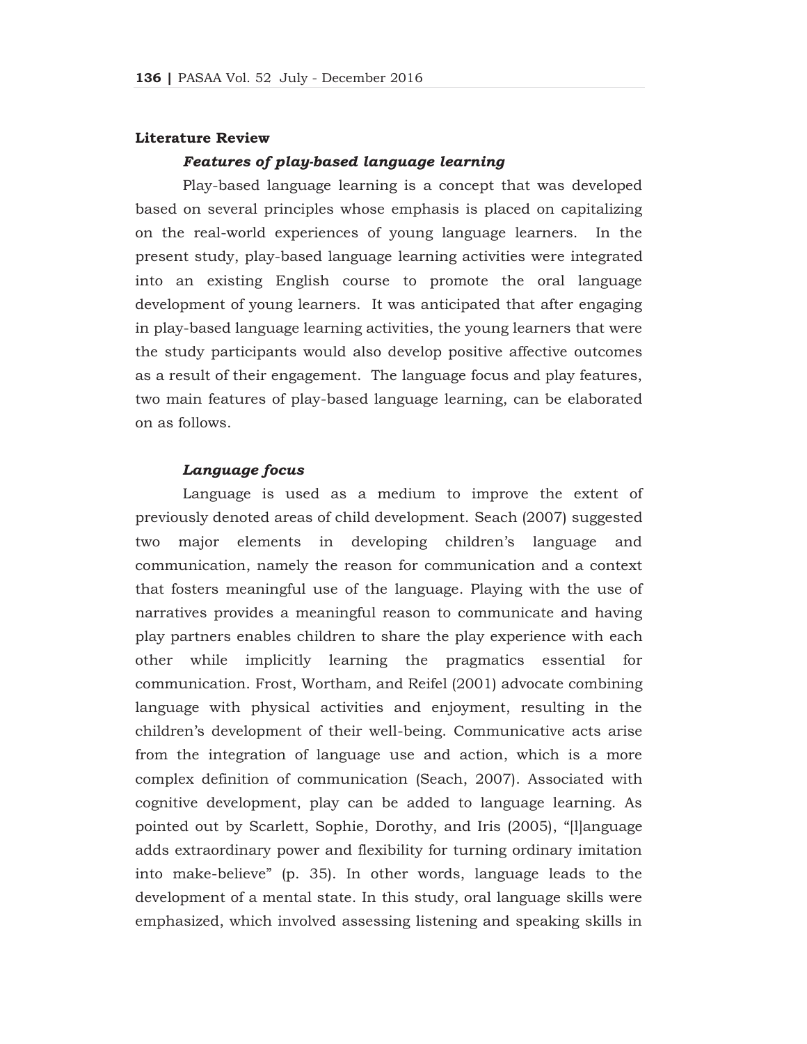## Literature Review

### *Features of play-based language learning*

Play-based language learning is a concept that was developed based on several principles whose emphasis is placed on capitalizing on the real-world experiences of young language learners. In the present study, play-based language learning activities were integrated into an existing English course to promote the oral language development of young learners. It was anticipated that after engaging in play-based language learning activities, the young learners that were the study participants would also develop positive affective outcomes as a result of their engagement. The language focus and play features, two main features of play-based language learning, can be elaborated on as follows.

### *Language focus*

Language is used as a medium to improve the extent of previously denoted areas of child development. Seach (2007) suggested two major elements in developing children's language and communication, namely the reason for communication and a context that fosters meaningful use of the language. Playing with the use of narratives provides a meaningful reason to communicate and having play partners enables children to share the play experience with each other while implicitly learning the pragmatics essential for communication. Frost, Wortham, and Reifel (2001) advocate combining language with physical activities and enjoyment, resulting in the children's development of their well-being. Communicative acts arise from the integration of language use and action, which is a more complex definition of communication (Seach, 2007). Associated with cognitive development, play can be added to language learning. As pointed out by Scarlett, Sophie, Dorothy, and Iris (2005), "[l]anguage adds extraordinary power and flexibility for turning ordinary imitation into make-believe" (p. 35). In other words, language leads to the development of a mental state. In this study, oral language skills were emphasized, which involved assessing listening and speaking skills in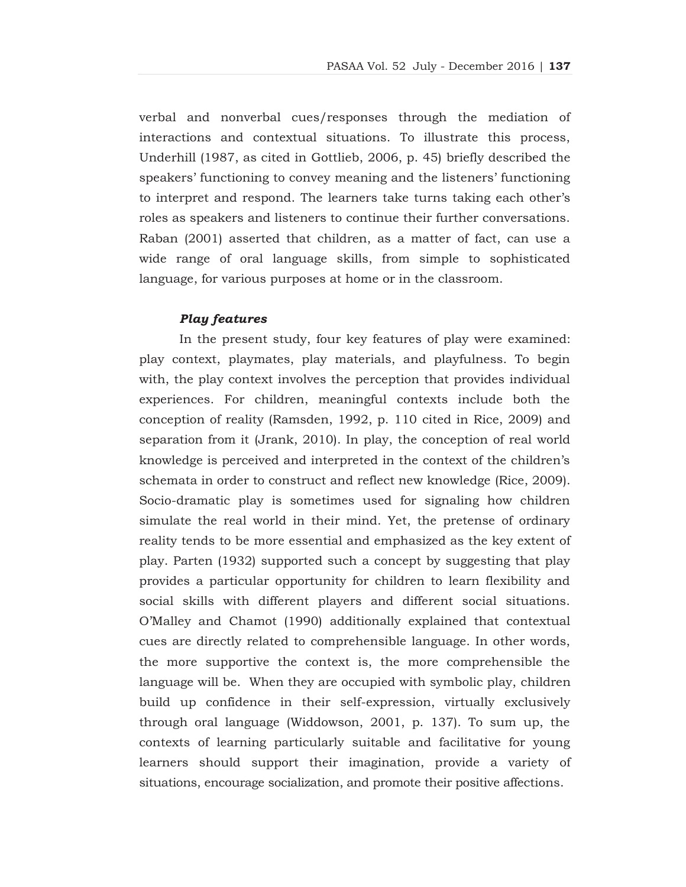verbal and nonverbal cues/responses through the mediation of interactions and contextual situations. To illustrate this process, Underhill (1987, as cited in Gottlieb, 2006, p. 45) briefly described the speakers' functioning to convey meaning and the listeners' functioning to interpret and respond. The learners take turns taking each other's roles as speakers and listeners to continue their further conversations. Raban (2001) asserted that children, as a matter of fact, can use a wide range of oral language skills, from simple to sophisticated language, for various purposes at home or in the classroom.

***Play features***

In the present study, four key features of play were examined: play context, playmates, play materials, and playfulness. To begin with, the play context involves the perception that provides individual experiences. For children, meaningful contexts include both the conception of reality (Ramsden, 1992, p. 110 cited in Rice, 2009) and separation from it (Jrank, 2010). In play, the conception of real world knowledge is perceived and interpreted in the context of the children's schemata in order to construct and reflect new knowledge (Rice, 2009). Socio-dramatic play is sometimes used for signaling how children simulate the real world in their mind. Yet, the pretense of ordinary reality tends to be more essential and emphasized as the key extent of play. Parten (1932) supported such a concept by suggesting that play provides a particular opportunity for children to learn flexibility and social skills with different players and different social situations. O'Malley and Chamot (1990) additionally explained that contextual cues are directly related to comprehensible language. In other words, the more supportive the context is, the more comprehensible the language will be. When they are occupied with symbolic play, children build up confidence in their self-expression, virtually exclusively through oral language (Widdowson, 2001, p. 137). To sum up, the contexts of learning particularly suitable and facilitative for young learners should support their imagination, provide a variety of situations, encourage socialization, and promote their positive affections.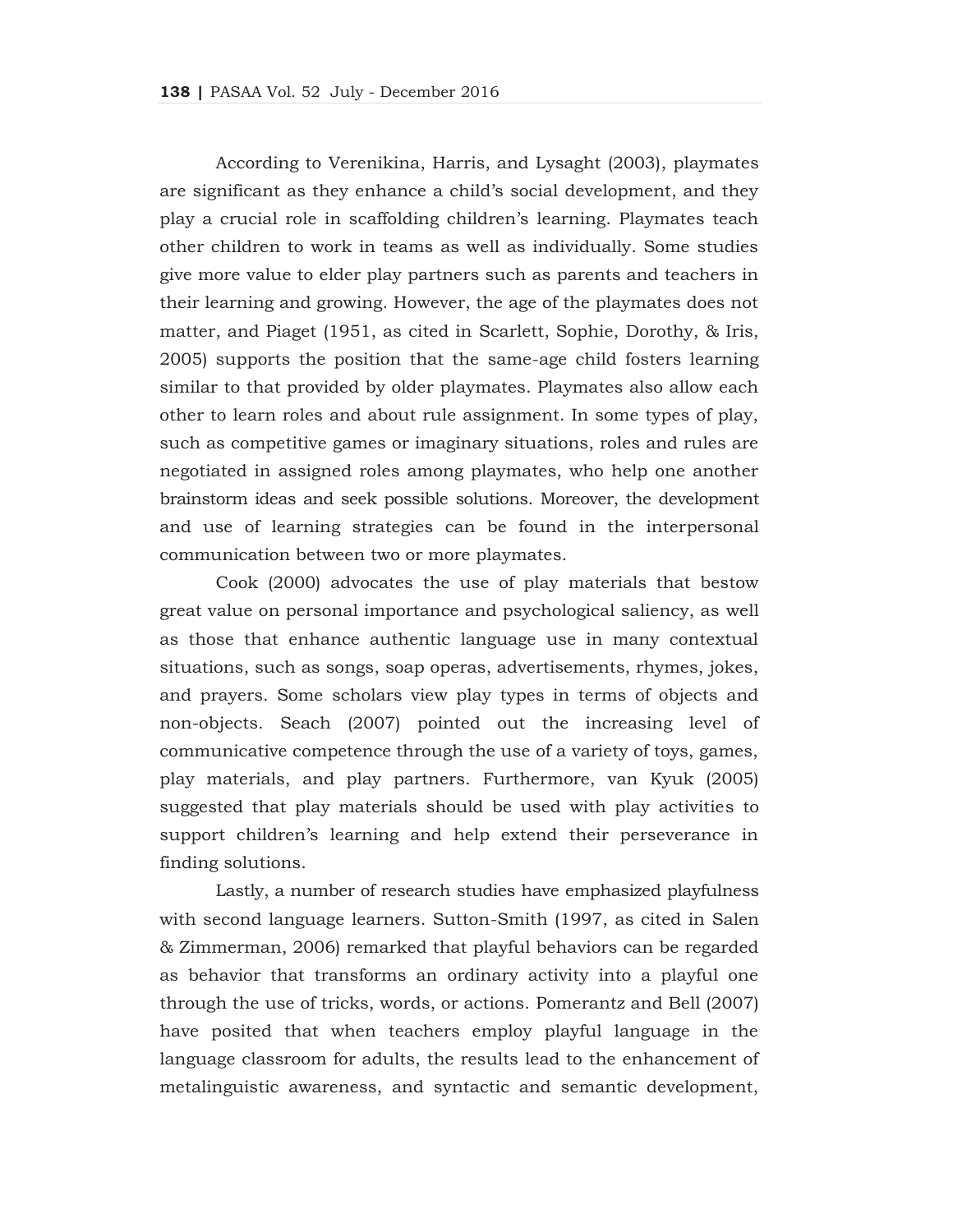According to Verenikina, Harris, and Lysaght (2003), playmates are significant as they enhance a child's social development, and they play a crucial role in scaffolding children's learning. Playmates teach other children to work in teams as well as individually. Some studies give more value to elder play partners such as parents and teachers in their learning and growing. However, the age of the playmates does not matter, and Piaget (1951, as cited in Scarlett, Sophie, Dorothy, & Iris, 2005) supports the position that the same-age child fosters learning similar to that provided by older playmates. Playmates also allow each other to learn roles and about rule assignment. In some types of play, such as competitive games or imaginary situations, roles and rules are negotiated in assigned roles among playmates, who help one another brainstorm ideas and seek possible solutions. Moreover, the development and use of learning strategies can be found in the interpersonal communication between two or more playmates.

Cook (2000) advocates the use of play materials that bestow great value on personal importance and psychological saliency, as well as those that enhance authentic language use in many contextual situations, such as songs, soap operas, advertisements, rhymes, jokes, and prayers. Some scholars view play types in terms of objects and non-objects. Seach (2007) pointed out the increasing level of communicative competence through the use of a variety of toys, games, play materials, and play partners. Furthermore, van Kyuk (2005) suggested that play materials should be used with play activities to support children's learning and help extend their perseverance in finding solutions.

Lastly, a number of research studies have emphasized playfulness with second language learners. Sutton-Smith (1997, as cited in Salen & Zimmerman, 2006) remarked that playful behaviors can be regarded as behavior that transforms an ordinary activity into a playful one through the use of tricks, words, or actions. Pomerantz and Bell (2007) have posited that when teachers employ playful language in the language classroom for adults, the results lead to the enhancement of metalinguistic awareness, and syntactic and semantic development,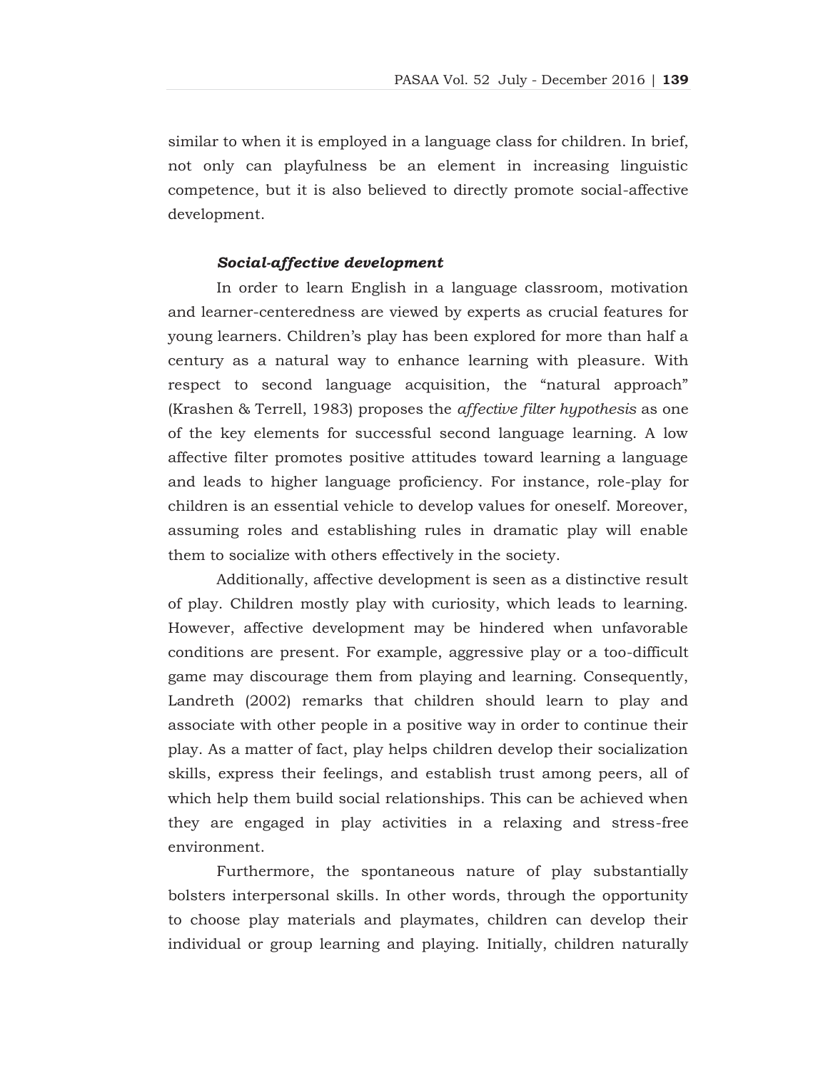similar to when it is employed in a language class for children. In brief, not only can playfulness be an element in increasing linguistic competence, but it is also believed to directly promote social-affective development.

#### ***Social-affective development***

In order to learn English in a language classroom, motivation and learner-centeredness are viewed by experts as crucial features for young learners. Children's play has been explored for more than half a century as a natural way to enhance learning with pleasure. With respect to second language acquisition, the "natural approach" (Krashen & Terrell, 1983) proposes the *affective filter hypothesis* as one of the key elements for successful second language learning. A low affective filter promotes positive attitudes toward learning a language and leads to higher language proficiency. For instance, role-play for children is an essential vehicle to develop values for oneself. Moreover, assuming roles and establishing rules in dramatic play will enable them to socialize with others effectively in the society.

Additionally, affective development is seen as a distinctive result of play. Children mostly play with curiosity, which leads to learning. However, affective development may be hindered when unfavorable conditions are present. For example, aggressive play or a too-difficult game may discourage them from playing and learning. Consequently, Landreth (2002) remarks that children should learn to play and associate with other people in a positive way in order to continue their play. As a matter of fact, play helps children develop their socialization skills, express their feelings, and establish trust among peers, all of which help them build social relationships. This can be achieved when they are engaged in play activities in a relaxing and stress-free environment.

Furthermore, the spontaneous nature of play substantially bolsters interpersonal skills. In other words, through the opportunity to choose play materials and playmates, children can develop their individual or group learning and playing. Initially, children naturally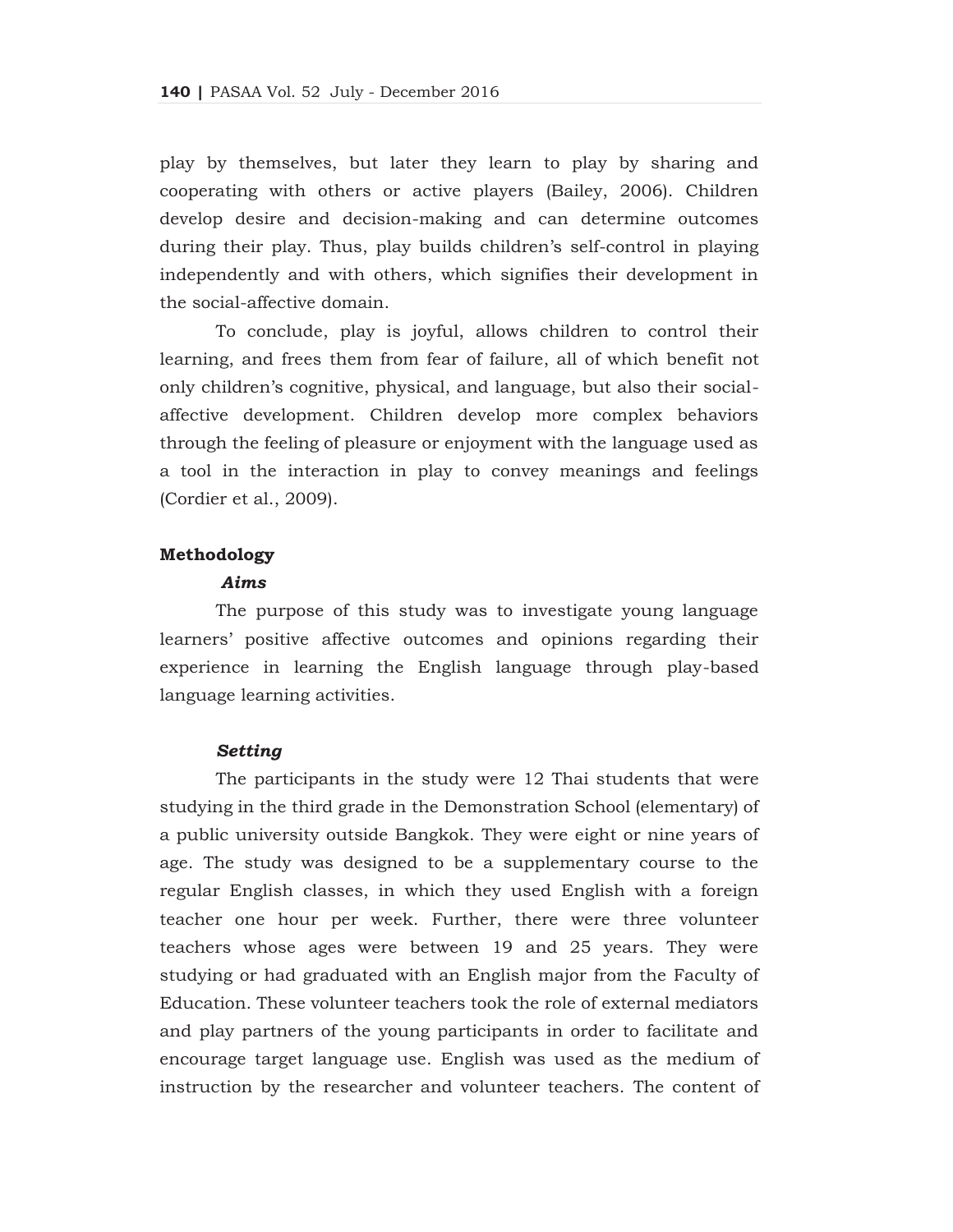play by themselves, but later they learn to play by sharing and cooperating with others or active players (Bailey, 2006). Children develop desire and decision-making and can determine outcomes during their play. Thus, play builds children's self-control in playing independently and with others, which signifies their development in the social-affective domain.

To conclude, play is joyful, allows children to control their learning, and frees them from fear of failure, all of which benefit not only children's cognitive, physical, and language, but also their social-affective development. Children develop more complex behaviors through the feeling of pleasure or enjoyment with the language used as a tool in the interaction in play to convey meanings and feelings (Cordier et al., 2009).

## Methodology

### *Aims*

The purpose of this study was to investigate young language learners' positive affective outcomes and opinions regarding their experience in learning the English language through play-based language learning activities.

### *Setting*

The participants in the study were 12 Thai students that were studying in the third grade in the Demonstration School (elementary) of a public university outside Bangkok. They were eight or nine years of age. The study was designed to be a supplementary course to the regular English classes, in which they used English with a foreign teacher one hour per week. Further, there were three volunteer teachers whose ages were between 19 and 25 years. They were studying or had graduated with an English major from the Faculty of Education. These volunteer teachers took the role of external mediators and play partners of the young participants in order to facilitate and encourage target language use. English was used as the medium of instruction by the researcher and volunteer teachers. The content of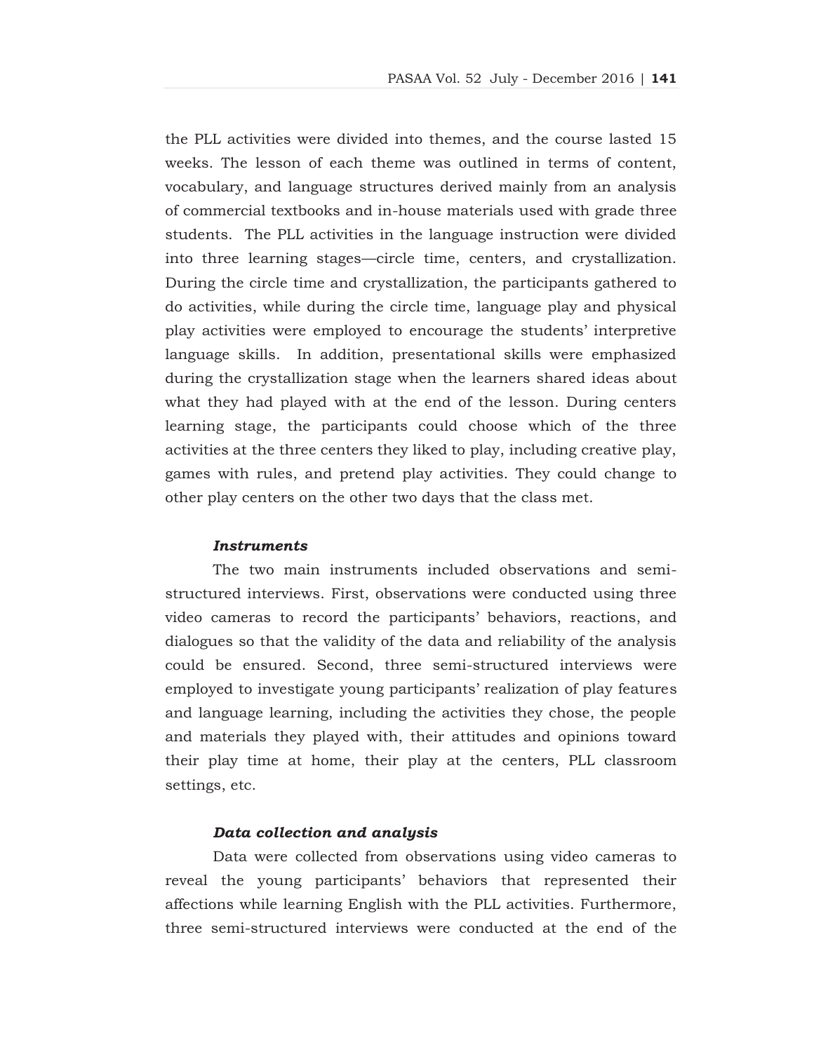the PLL activities were divided into themes, and the course lasted 15 weeks. The lesson of each theme was outlined in terms of content, vocabulary, and language structures derived mainly from an analysis of commercial textbooks and in-house materials used with grade three students. The PLL activities in the language instruction were divided into three learning stages—circle time, centers, and crystallization. During the circle time and crystallization, the participants gathered to do activities, while during the circle time, language play and physical play activities were employed to encourage the students' interpretive language skills. In addition, presentational skills were emphasized during the crystallization stage when the learners shared ideas about what they had played with at the end of the lesson. During centers learning stage, the participants could choose which of the three activities at the three centers they liked to play, including creative play, games with rules, and pretend play activities. They could change to other play centers on the other two days that the class met.

#### *Instruments*

The two main instruments included observations and semi-structured interviews. First, observations were conducted using three video cameras to record the participants' behaviors, reactions, and dialogues so that the validity of the data and reliability of the analysis could be ensured. Second, three semi-structured interviews were employed to investigate young participants' realization of play features and language learning, including the activities they chose, the people and materials they played with, their attitudes and opinions toward their play time at home, their play at the centers, PLL classroom settings, etc.

#### *Data collection and analysis*

Data were collected from observations using video cameras to reveal the young participants' behaviors that represented their affections while learning English with the PLL activities. Furthermore, three semi-structured interviews were conducted at the end of the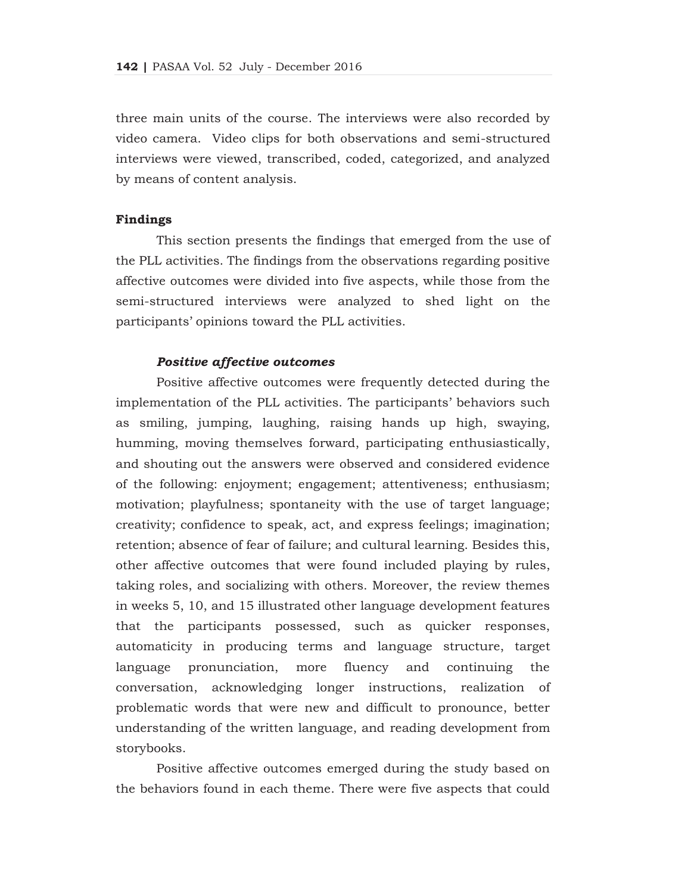three main units of the course. The interviews were also recorded by video camera. Video clips for both observations and semi-structured interviews were viewed, transcribed, coded, categorized, and analyzed by means of content analysis.

## Findings

This section presents the findings that emerged from the use of the PLL activities. The findings from the observations regarding positive affective outcomes were divided into five aspects, while those from the semi-structured interviews were analyzed to shed light on the participants' opinions toward the PLL activities.

### *Positive affective outcomes*

Positive affective outcomes were frequently detected during the implementation of the PLL activities. The participants' behaviors such as smiling, jumping, laughing, raising hands up high, swaying, humming, moving themselves forward, participating enthusiastically, and shouting out the answers were observed and considered evidence of the following: enjoyment; engagement; attentiveness; enthusiasm; motivation; playfulness; spontaneity with the use of target language; creativity; confidence to speak, act, and express feelings; imagination; retention; absence of fear of failure; and cultural learning. Besides this, other affective outcomes that were found included playing by rules, taking roles, and socializing with others. Moreover, the review themes in weeks 5, 10, and 15 illustrated other language development features that the participants possessed, such as quicker responses, automaticity in producing terms and language structure, target language pronunciation, more fluency and continuing the conversation, acknowledging longer instructions, realization of problematic words that were new and difficult to pronounce, better understanding of the written language, and reading development from storybooks.

Positive affective outcomes emerged during the study based on the behaviors found in each theme. There were five aspects that could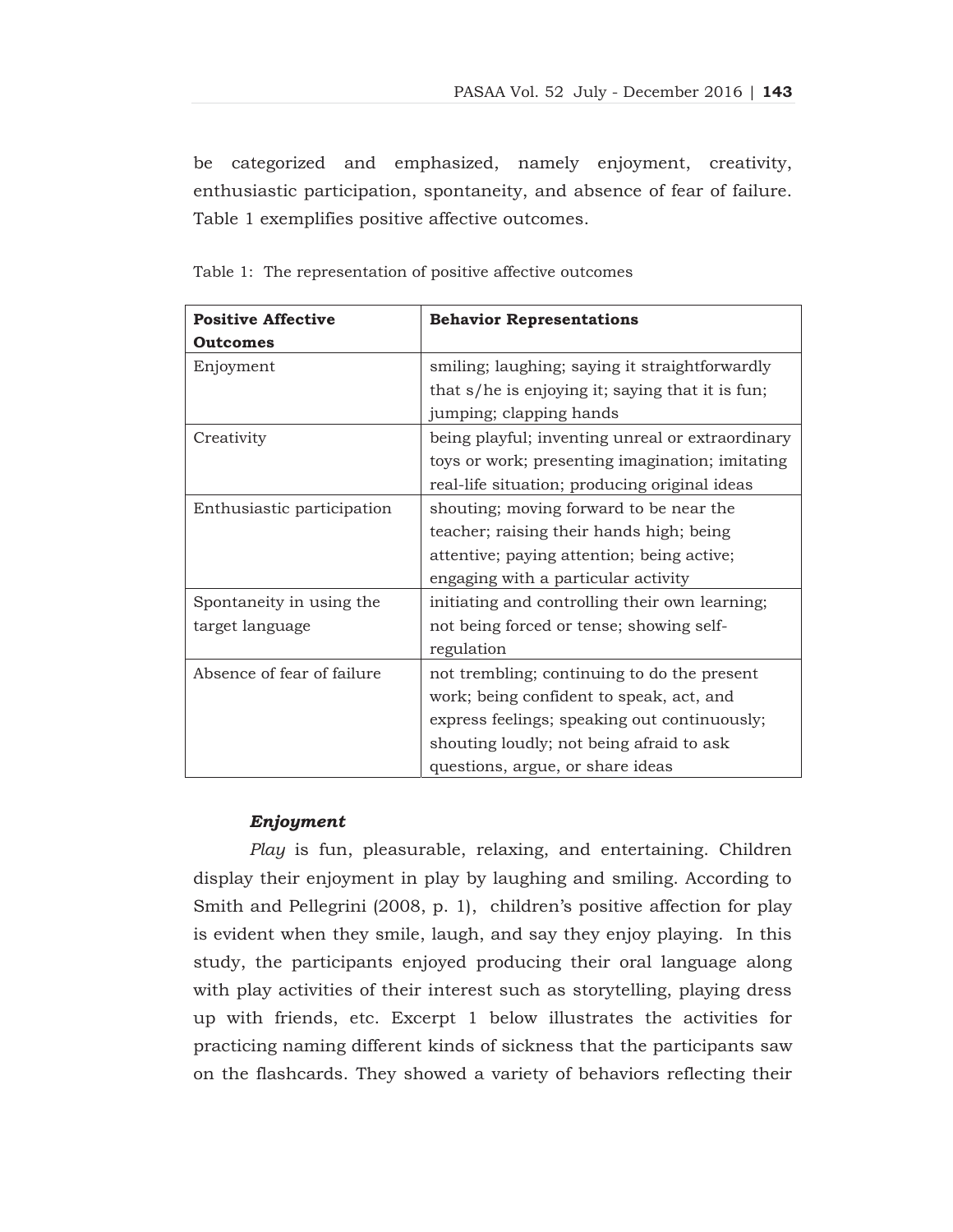be categorized and emphasized, namely enjoyment, creativity, enthusiastic participation, spontaneity, and absence of fear of failure. Table 1 exemplifies positive affective outcomes.

Table 1: The representation of positive affective outcomes

| **Positive Affective Outcomes** | **Behavior Representations** |
|---|---|
| Enjoyment | smiling; laughing; saying it straightforwardly that s/he is enjoying it; saying that it is fun; jumping; clapping hands |
| Creativity | being playful; inventing unreal or extraordinary toys or work; presenting imagination; imitating real-life situation; producing original ideas |
| Enthusiastic participation | shouting; moving forward to be near the teacher; raising their hands high; being attentive; paying attention; being active; engaging with a particular activity |
| Spontaneity in using the target language | initiating and controlling their own learning; not being forced or tense; showing self-regulation |
| Absence of fear of failure | not trembling; continuing to do the present work; being confident to speak, act, and express feelings; speaking out continuously; shouting loudly; not being afraid to ask questions, argue, or share ideas |

***Enjoyment***

*Play* is fun, pleasurable, relaxing, and entertaining. Children display their enjoyment in play by laughing and smiling. According to Smith and Pellegrini (2008, p. 1), children's positive affection for play is evident when they smile, laugh, and say they enjoy playing. In this study, the participants enjoyed producing their oral language along with play activities of their interest such as storytelling, playing dress up with friends, etc. Excerpt 1 below illustrates the activities for practicing naming different kinds of sickness that the participants saw on the flashcards. They showed a variety of behaviors reflecting their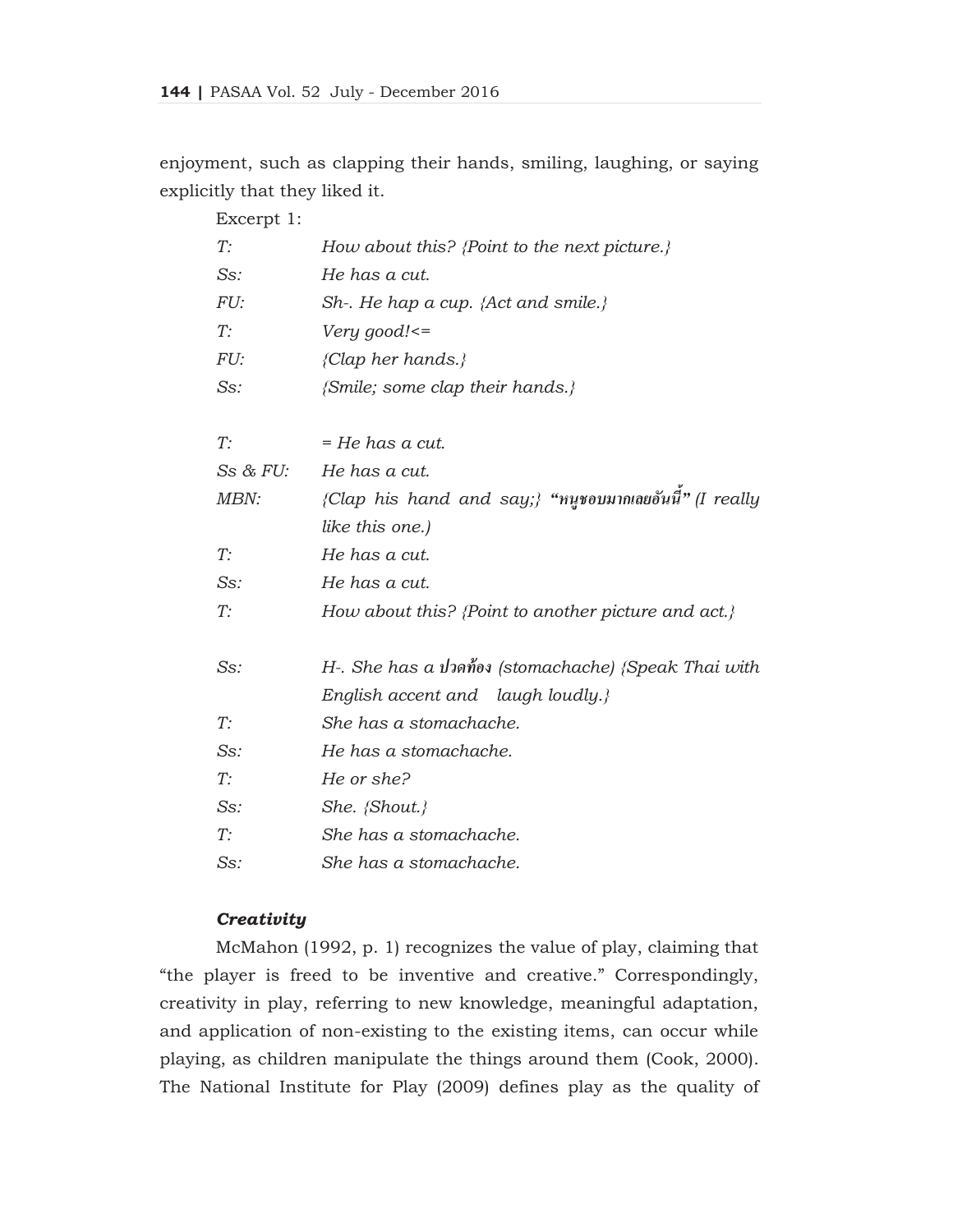enjoyment, such as clapping their hands, smiling, laughing, or saying explicitly that they liked it.

Excerpt 1:

| | |
|---|---|
| T: | *How about this? {Point to the next picture.}* |
| Ss: | *He has a cut.* |
| FU: | *Sh-. He hap a cup. {Act and smile.}* |
| T: | *Very good!<=* |
| FU: | *{Clap her hands.}* |
| Ss: | *{Smile; some clap their hands.}* |
| | |
| T: | *= He has a cut.* |
| Ss & FU: | *He has a cut.* |
| MBN: | *{Clap his hand and say;}* **"หนูชอบมากเลยอันนี้"** *(I really like this one.)* |
| T: | *He has a cut.* |
| Ss: | *He has a cut.* |
| T: | *How about this? {Point to another picture and act.}* |
| | |
| Ss: | *H-. She has a ปวดท้อง (stomachache) {Speak Thai with English accent and laugh loudly.}* |
| T: | *She has a stomachache.* |
| Ss: | *He has a stomachache.* |
| T: | *He or she?* |
| Ss: | *She. {Shout.}* |
| T: | *She has a stomachache.* |
| Ss: | *She has a stomachache.* |

### *Creativity*

McMahon (1992, p. 1) recognizes the value of play, claiming that "the player is freed to be inventive and creative." Correspondingly, creativity in play, referring to new knowledge, meaningful adaptation, and application of non-existing to the existing items, can occur while playing, as children manipulate the things around them (Cook, 2000). The National Institute for Play (2009) defines play as the quality of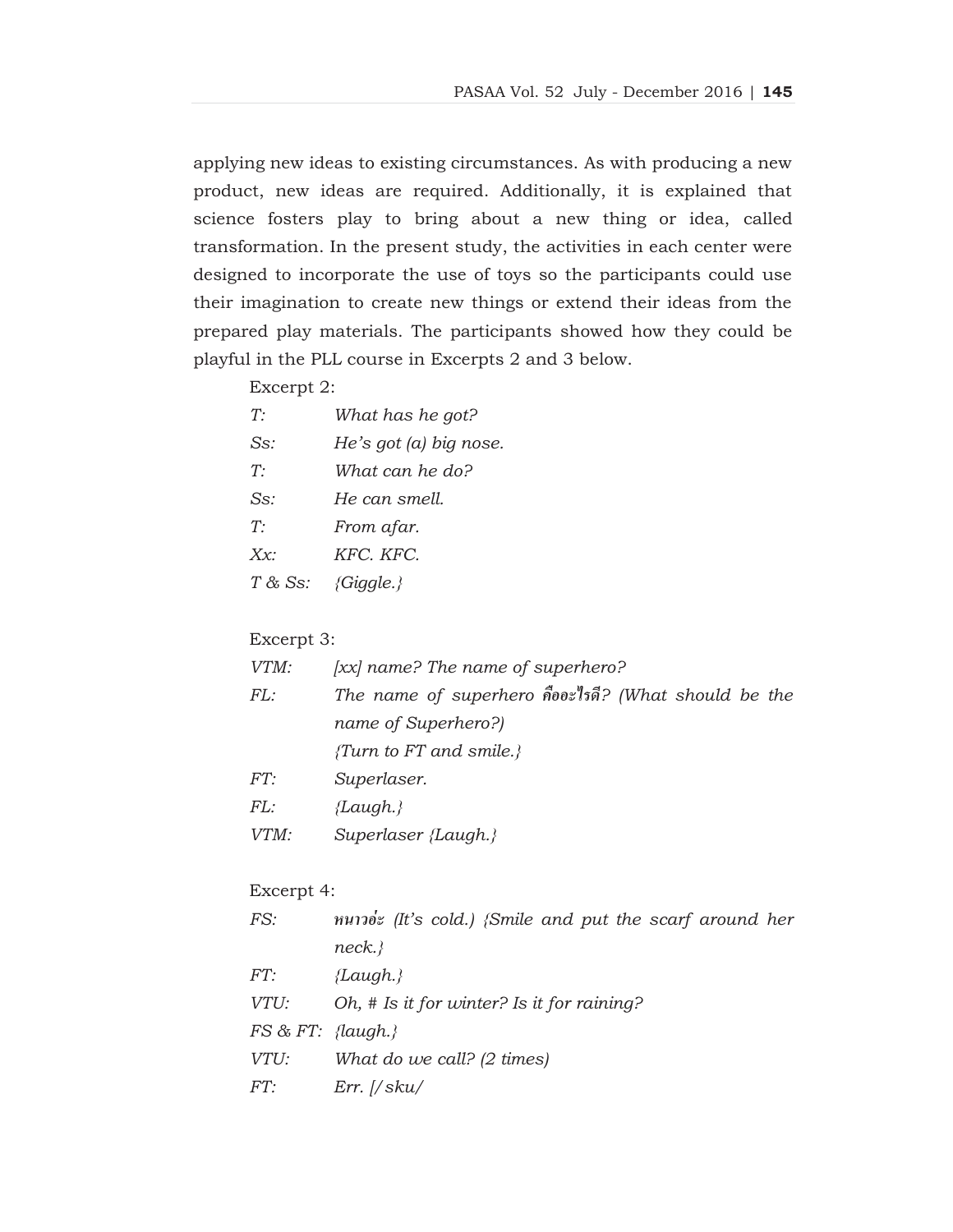applying new ideas to existing circumstances. As with producing a new product, new ideas are required. Additionally, it is explained that science fosters play to bring about a new thing or idea, called transformation. In the present study, the activities in each center were designed to incorporate the use of toys so the participants could use their imagination to create new things or extend their ideas from the prepared play materials. The participants showed how they could be playful in the PLL course in Excerpts 2 and 3 below.

Excerpt 2:

| | |
|---|---|
| *T:* | *What has he got?* |
| *Ss:* | *He's got (a) big nose.* |
| *T:* | *What can he do?* |
| *Ss:* | *He can smell.* |
| *T:* | *From afar.* |
| *Xx:* | *KFC. KFC.* |
| *T & Ss:* | *{Giggle.}* |

Excerpt 3:

| | |
|---|---|
| *VTM:* | *[xx] name? The name of superhero?* |
| *FL:* | *The name of superhero คืออะไรดี? (What should be the name of Superhero?)* *{Turn to FT and smile.}* |
| *FT:* | *Superlaser.* |
| *FL:* | *{Laugh.}* |
| *VTM:* | *Superlaser {Laugh.}* |

Excerpt 4:

| | |
|---|---|
| *FS:* | *หนาวอ่ะ (It's cold.) {Smile and put the scarf around her neck.}* |
| *FT:* | *{Laugh.}* |
| *VTU:* | *Oh, # Is it for winter? Is it for raining?* |
| *FS & FT:* | *{laugh.}* |
| *VTU:* | *What do we call? (2 times)* |
| *FT:* | *Err. [/sku/* |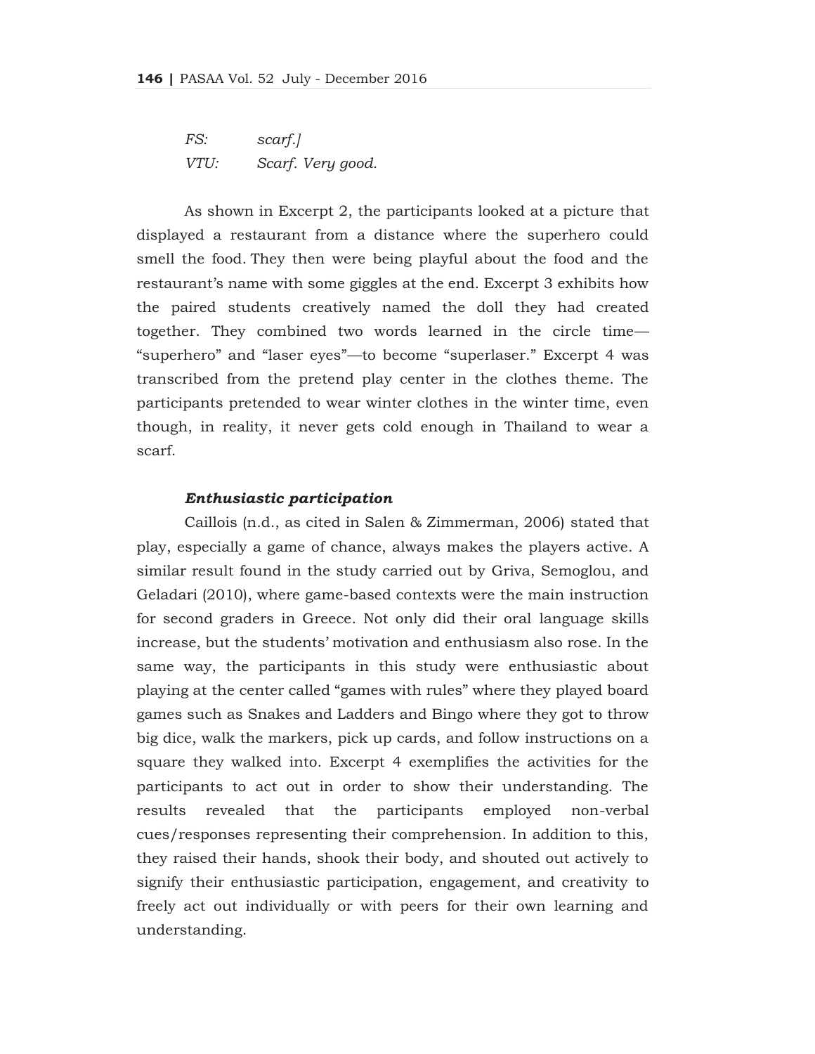*FS:* *scarf.]*
*VTU:* *Scarf. Very good.*

As shown in Excerpt 2, the participants looked at a picture that displayed a restaurant from a distance where the superhero could smell the food. They then were being playful about the food and the restaurant's name with some giggles at the end. Excerpt 3 exhibits how the paired students creatively named the doll they had created together. They combined two words learned in the circle time—"superhero" and "laser eyes"—to become "superlaser." Excerpt 4 was transcribed from the pretend play center in the clothes theme. The participants pretended to wear winter clothes in the winter time, even though, in reality, it never gets cold enough in Thailand to wear a scarf.

***Enthusiastic participation***

Caillois (n.d., as cited in Salen & Zimmerman, 2006) stated that play, especially a game of chance, always makes the players active. A similar result found in the study carried out by Griva, Semoglou, and Geladari (2010), where game-based contexts were the main instruction for second graders in Greece. Not only did their oral language skills increase, but the students' motivation and enthusiasm also rose. In the same way, the participants in this study were enthusiastic about playing at the center called "games with rules" where they played board games such as Snakes and Ladders and Bingo where they got to throw big dice, walk the markers, pick up cards, and follow instructions on a square they walked into. Excerpt 4 exemplifies the activities for the participants to act out in order to show their understanding. The results revealed that the participants employed non-verbal cues/responses representing their comprehension. In addition to this, they raised their hands, shook their body, and shouted out actively to signify their enthusiastic participation, engagement, and creativity to freely act out individually or with peers for their own learning and understanding.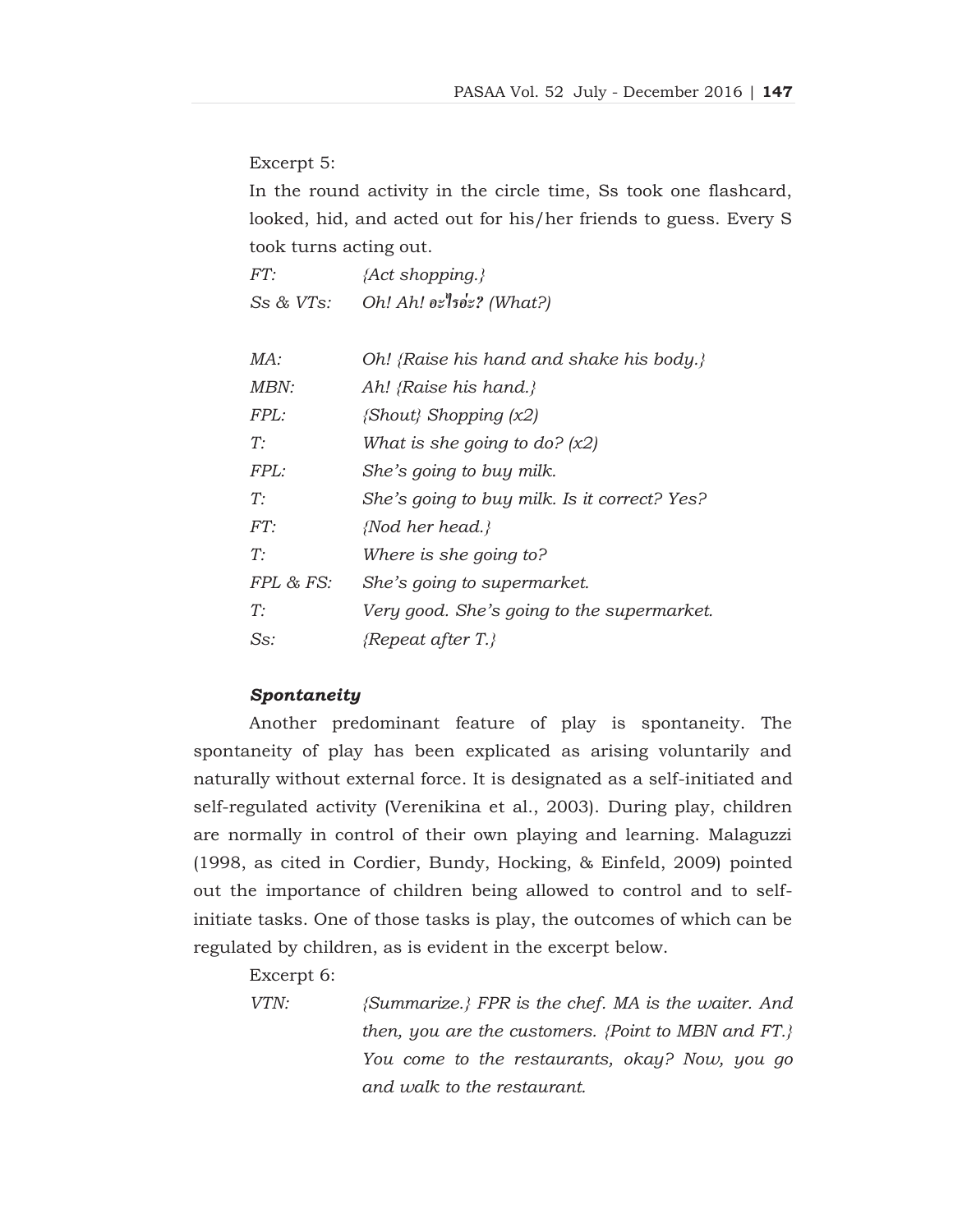Excerpt 5:

In the round activity in the circle time, Ss took one flashcard, looked, hid, and acted out for his/her friends to guess. Every S took turns acting out.

| | |
|---|---|
| *FT:* | *{Act shopping.}* |
| *Ss & VTs:* | *Oh! Ah! อะไรอ่ะ? (What?)* |
| | |
| *MA:* | *Oh! {Raise his hand and shake his body.}* |
| *MBN:* | *Ah! {Raise his hand.}* |
| *FPL:* | *{Shout} Shopping (x2)* |
| *T:* | *What is she going to do? (x2)* |
| *FPL:* | *She's going to buy milk.* |
| *T:* | *She's going to buy milk. Is it correct? Yes?* |
| *FT:* | *{Nod her head.}* |
| *T:* | *Where is she going to?* |
| *FPL & FS:* | *She's going to supermarket.* |
| *T:* | *Very good. She's going to the supermarket.* |
| *Ss:* | *{Repeat after T.}* |

***Spontaneity***

Another predominant feature of play is spontaneity. The spontaneity of play has been explicated as arising voluntarily and naturally without external force. It is designated as a self-initiated and self-regulated activity (Verenikina et al., 2003). During play, children are normally in control of their own playing and learning. Malaguzzi (1998, as cited in Cordier, Bundy, Hocking, & Einfeld, 2009) pointed out the importance of children being allowed to control and to self-initiate tasks. One of those tasks is play, the outcomes of which can be regulated by children, as is evident in the excerpt below.

Excerpt 6:

| | |
|---|---|
| *VTN:* | *{Summarize.} FPR is the chef. MA is the waiter. And then, you are the customers. {Point to MBN and FT.} You come to the restaurants, okay? Now, you go and walk to the restaurant.* |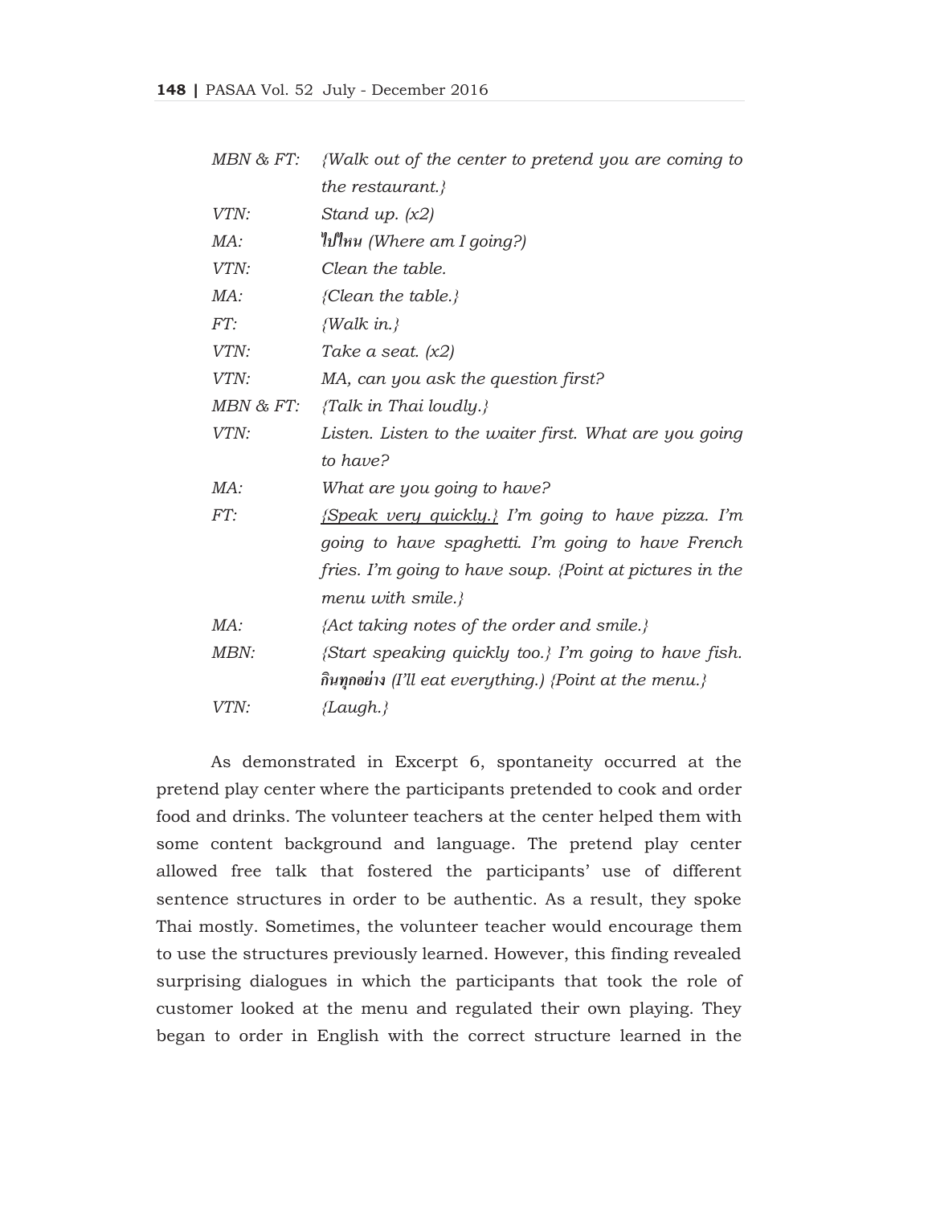| | |
|---|---|
| *MBN & FT:* | *{Walk out of the center to pretend you are coming to the restaurant.}* |
| *VTN:* | *Stand up. (x2)* |
| *MA:* | *ไปไหน (Where am I going?)* |
| *VTN:* | *Clean the table.* |
| *MA:* | *{Clean the table.}* |
| *FT:* | *{Walk in.}* |
| *VTN:* | *Take a seat. (x2)* |
| *VTN:* | *MA, can you ask the question first?* |
| *MBN & FT:* | *{Talk in Thai loudly.}* |
| *VTN:* | *Listen. Listen to the waiter first. What are you going to have?* |
| *MA:* | *What are you going to have?* |
| *FT:* | <u>*{Speak very quickly.}*</u> *I'm going to have pizza. I'm going to have spaghetti. I'm going to have French fries. I'm going to have soup. {Point at pictures in the menu with smile.}* |
| *MA:* | *{Act taking notes of the order and smile.}* |
| *MBN:* | *{Start speaking quickly too.} I'm going to have fish. กินทุกอย่าง (I'll eat everything.) {Point at the menu.}* |
| *VTN:* | *{Laugh.}* |

As demonstrated in Excerpt 6, spontaneity occurred at the pretend play center where the participants pretended to cook and order food and drinks. The volunteer teachers at the center helped them with some content background and language. The pretend play center allowed free talk that fostered the participants' use of different sentence structures in order to be authentic. As a result, they spoke Thai mostly. Sometimes, the volunteer teacher would encourage them to use the structures previously learned. However, this finding revealed surprising dialogues in which the participants that took the role of customer looked at the menu and regulated their own playing. They began to order in English with the correct structure learned in the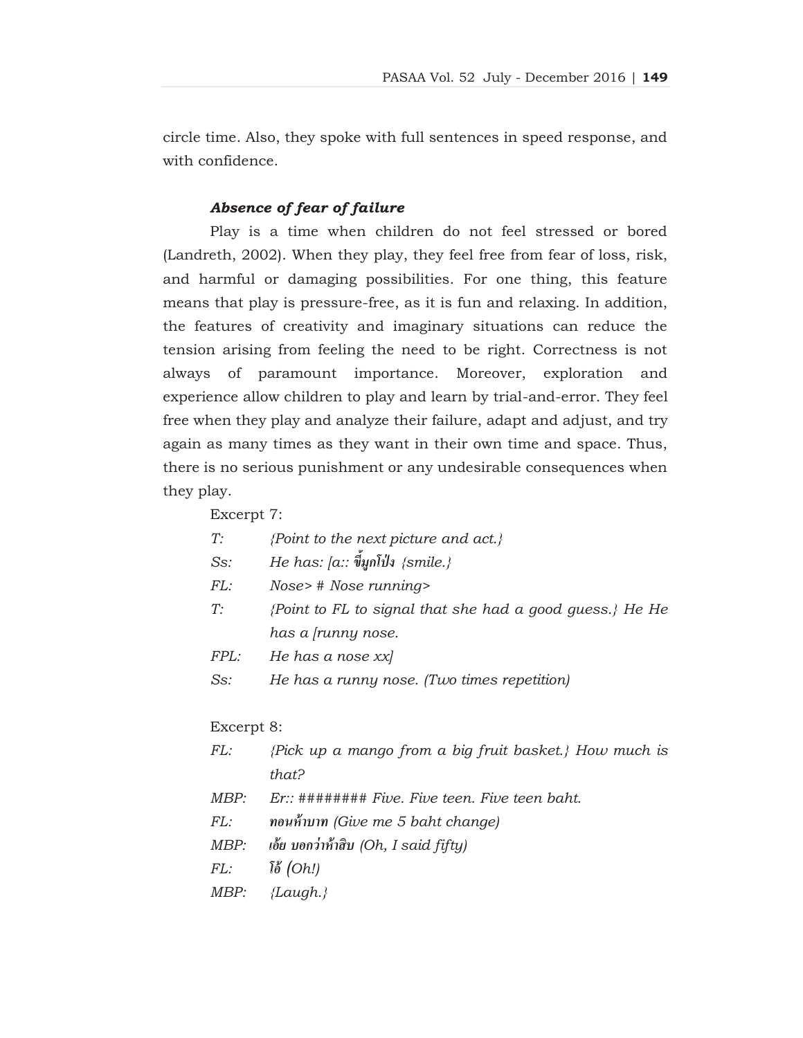circle time. Also, they spoke with full sentences in speed response, and with confidence.

### *Absence of fear of failure*

Play is a time when children do not feel stressed or bored (Landreth, 2002). When they play, they feel free from fear of loss, risk, and harmful or damaging possibilities. For one thing, this feature means that play is pressure-free, as it is fun and relaxing. In addition, the features of creativity and imaginary situations can reduce the tension arising from feeling the need to be right. Correctness is not always of paramount importance. Moreover, exploration and experience allow children to play and learn by trial-and-error. They feel free when they play and analyze their failure, adapt and adjust, and try again as many times as they want in their own time and space. Thus, there is no serious punishment or any undesirable consequences when they play.

Excerpt 7:

| | |
|---|---|
| *T:* | *{Point to the next picture and act.}* |
| *Ss:* | *He has: [a:: ขี้มูกโป่ง {smile.}* |
| *FL:* | *Nose> # Nose running>* |
| *T:* | *{Point to FL to signal that she had a good guess.} He He has a [runny nose.* |
| *FPL:* | *He has a nose xx]* |
| *Ss:* | *He has a runny nose. (Two times repetition)* |

Excerpt 8:

| | |
|---|---|
| *FL:* | *{Pick up a mango from a big fruit basket.} How much is that?* |
| *MBP:* | *Er:: ######## Five. Five teen. Five teen baht.* |
| *FL:* | *ทอนห้าบาท (Give me 5 baht change)* |
| *MBP:* | *เอ้ย บอกว่าห้าสิบ (Oh, I said fifty)* |
| *FL:* | *โอ้ (Oh!)* |
| *MBP:* | *{Laugh.}* |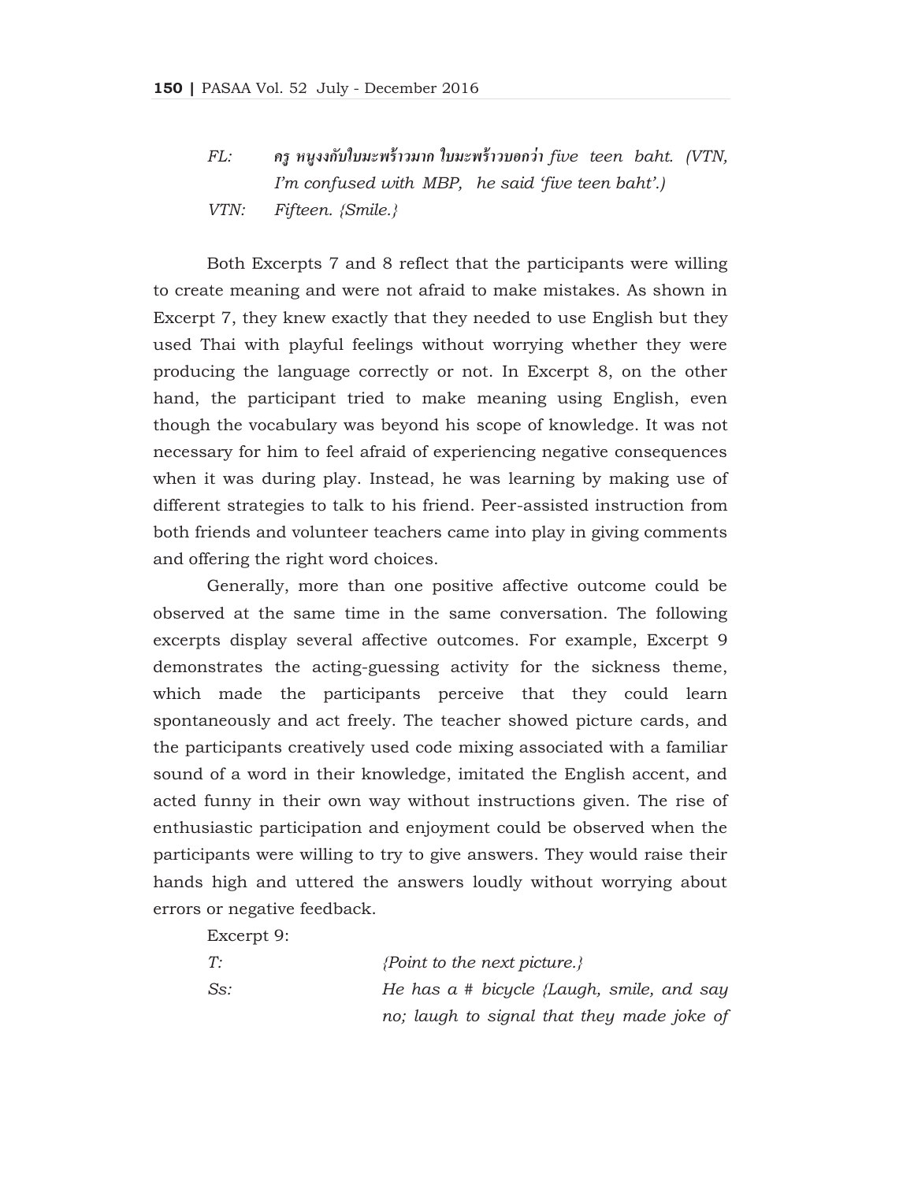*FL:* ครู หนูงงกับใบมะพร้าวมาก ใบมะพร้าวบอกว่า *five teen baht. (VTN, I'm confused with MBP, he said 'five teen baht'.)*

*VTN:* *Fifteen. {Smile.}*

Both Excerpts 7 and 8 reflect that the participants were willing to create meaning and were not afraid to make mistakes. As shown in Excerpt 7, they knew exactly that they needed to use English but they used Thai with playful feelings without worrying whether they were producing the language correctly or not. In Excerpt 8, on the other hand, the participant tried to make meaning using English, even though the vocabulary was beyond his scope of knowledge. It was not necessary for him to feel afraid of experiencing negative consequences when it was during play. Instead, he was learning by making use of different strategies to talk to his friend. Peer-assisted instruction from both friends and volunteer teachers came into play in giving comments and offering the right word choices.

Generally, more than one positive affective outcome could be observed at the same time in the same conversation. The following excerpts display several affective outcomes. For example, Excerpt 9 demonstrates the acting-guessing activity for the sickness theme, which made the participants perceive that they could learn spontaneously and act freely. The teacher showed picture cards, and the participants creatively used code mixing associated with a familiar sound of a word in their knowledge, imitated the English accent, and acted funny in their own way without instructions given. The rise of enthusiastic participation and enjoyment could be observed when the participants were willing to try to give answers. They would raise their hands high and uttered the answers loudly without worrying about errors or negative feedback.

Excerpt 9:

*T:* *{Point to the next picture.}*

*Ss:* *He has a # bicycle {Laugh, smile, and say no; laugh to signal that they made joke of*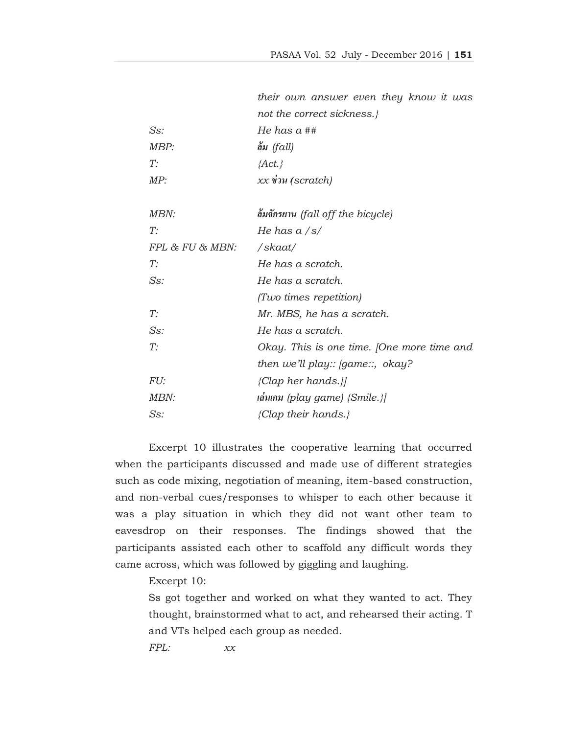| | |
|---|---|
| | *their own answer even they know it was not the correct sickness.}* |
| *Ss:* | *He has a ##* |
| *MBP:* | *ล้ม (fall)* |
| *T:* | *{Act.}* |
| *MP:* | *xx ข่วน (scratch)* |
| *MBN:* | *ล้มจักรยาน (fall off the bicycle)* |
| *T:* | *He has a /s/* |
| *FPL & FU & MBN:* | */skaat/* |
| *T:* | *He has a scratch.* |
| *Ss:* | *He has a scratch.* |
| | *(Two times repetition)* |
| *T:* | *Mr. MBS, he has a scratch.* |
| *Ss:* | *He has a scratch.* |
| *T:* | *Okay. This is one time. [One more time and then we'll play:: [game::, okay?* |
| *FU:* | *{Clap her hands.}]* |
| *MBN:* | *เล่นเกม (play game) {Smile.}]* |
| *Ss:* | *{Clap their hands.}* |

Excerpt 10 illustrates the cooperative learning that occurred when the participants discussed and made use of different strategies such as code mixing, negotiation of meaning, item-based construction, and non-verbal cues/responses to whisper to each other because it was a play situation in which they did not want other team to eavesdrop on their responses. The findings showed that the participants assisted each other to scaffold any difficult words they came across, which was followed by giggling and laughing.

Excerpt 10:

Ss got together and worked on what they wanted to act. They thought, brainstormed what to act, and rehearsed their acting. T and VTs helped each group as needed.

| | |
|---|---|
| *FPL:* | *xx* |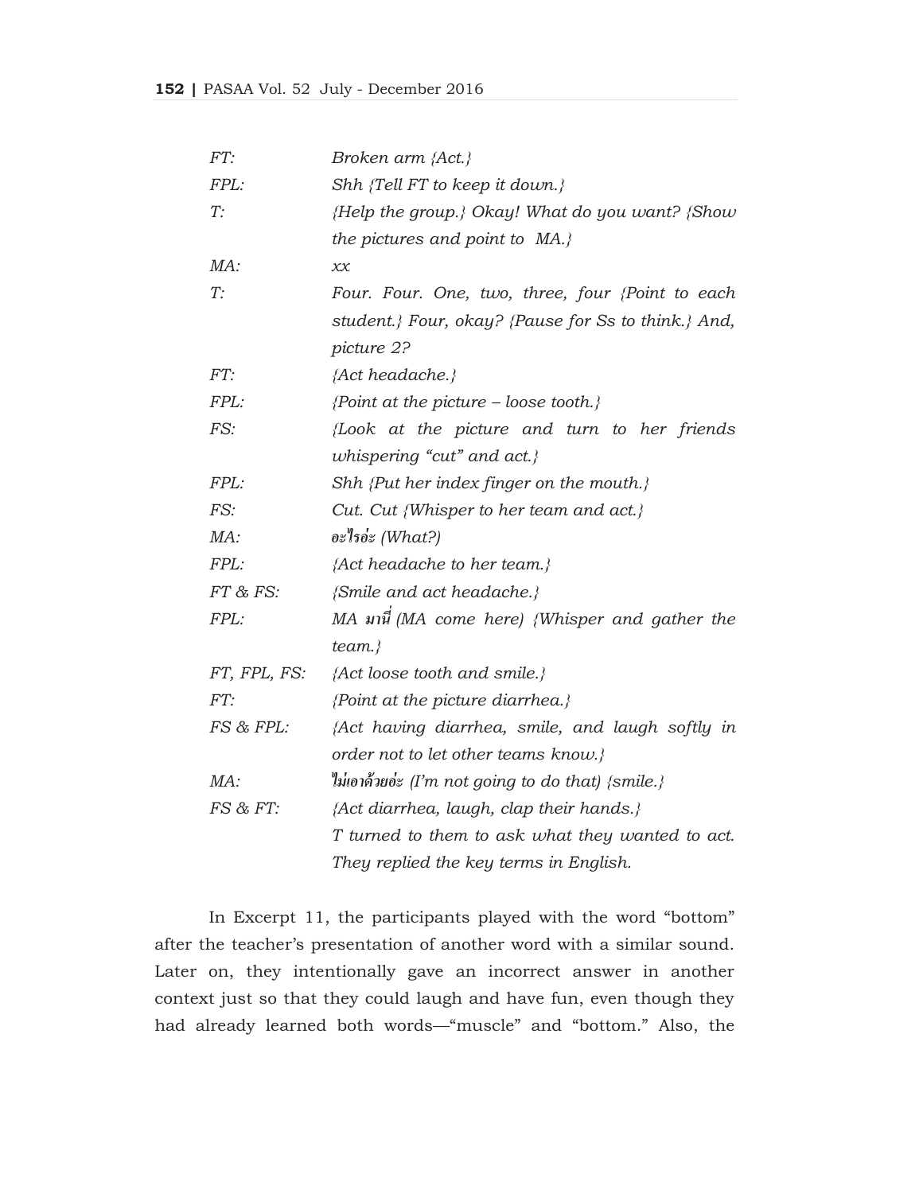| | |
|---|---|
| *FT:* | *Broken arm {Act.}* |
| *FPL:* | *Shh {Tell FT to keep it down.}* |
| *T:* | *{Help the group.} Okay! What do you want? {Show the pictures and point to MA.}* |
| *MA:* | *xx* |
| *T:* | *Four. Four. One, two, three, four {Point to each student.} Four, okay? {Pause for Ss to think.} And, picture 2?* |
| *FT:* | *{Act headache.}* |
| *FPL:* | *{Point at the picture – loose tooth.}* |
| *FS:* | *{Look at the picture and turn to her friends whispering "cut" and act.}* |
| *FPL:* | *Shh {Put her index finger on the mouth.}* |
| *FS:* | *Cut. Cut {Whisper to her team and act.}* |
| *MA:* | *อะไรอ่ะ (What?)* |
| *FPL:* | *{Act headache to her team.}* |
| *FT & FS:* | *{Smile and act headache.}* |
| *FPL:* | *MA มานี่ (MA come here) {Whisper and gather the team.}* |
| *FT, FPL, FS:* | *{Act loose tooth and smile.}* |
| *FT:* | *{Point at the picture diarrhea.}* |
| *FS & FPL:* | *{Act having diarrhea, smile, and laugh softly in order not to let other teams know.}* |
| *MA:* | *ไม่เอาด้วยอ่ะ (I'm not going to do that) {smile.}* |
| *FS & FT:* | *{Act diarrhea, laugh, clap their hands.}* |
| | *T turned to them to ask what they wanted to act. They replied the key terms in English.* |

In Excerpt 11, the participants played with the word "bottom" after the teacher's presentation of another word with a similar sound. Later on, they intentionally gave an incorrect answer in another context just so that they could laugh and have fun, even though they had already learned both words—"muscle" and "bottom." Also, the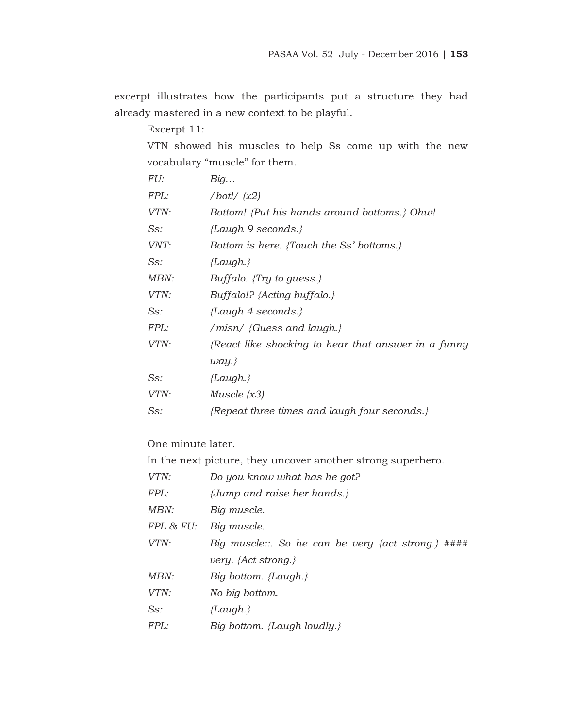excerpt illustrates how the participants put a structure they had already mastered in a new context to be playful.

Excerpt 11:

VTN showed his muscles to help Ss come up with the new vocabulary "muscle" for them.

| | |
|---|---|
| *FU:* | *Big…* |
| *FPL:* | */botl/ (x2)* |
| *VTN:* | *Bottom! {Put his hands around bottoms.} Ohw!* |
| *Ss:* | *{Laugh 9 seconds.}* |
| *VNT:* | *Bottom is here. {Touch the Ss' bottoms.}* |
| *Ss:* | *{Laugh.}* |
| *MBN:* | *Buffalo. {Try to guess.}* |
| *VTN:* | *Buffalo!? {Acting buffalo.}* |
| *Ss:* | *{Laugh 4 seconds.}* |
| *FPL:* | */misn/ {Guess and laugh.}* |
| *VTN:* | *{React like shocking to hear that answer in a funny way.}* |
| *Ss:* | *{Laugh.}* |
| *VTN:* | *Muscle (x3)* |
| *Ss:* | *{Repeat three times and laugh four seconds.}* |

One minute later.

In the next picture, they uncover another strong superhero.

| | |
|---|---|
| *VTN:* | *Do you know what has he got?* |
| *FPL:* | *{Jump and raise her hands.}* |
| *MBN:* | *Big muscle.* |
| *FPL & FU:* | *Big muscle.* |
| *VTN:* | *Big muscle::. So he can be very {act strong.} #### very. {Act strong.}* |
| *MBN:* | *Big bottom. {Laugh.}* |
| *VTN:* | *No big bottom.* |
| *Ss:* | *{Laugh.}* |
| *FPL:* | *Big bottom. {Laugh loudly.}* |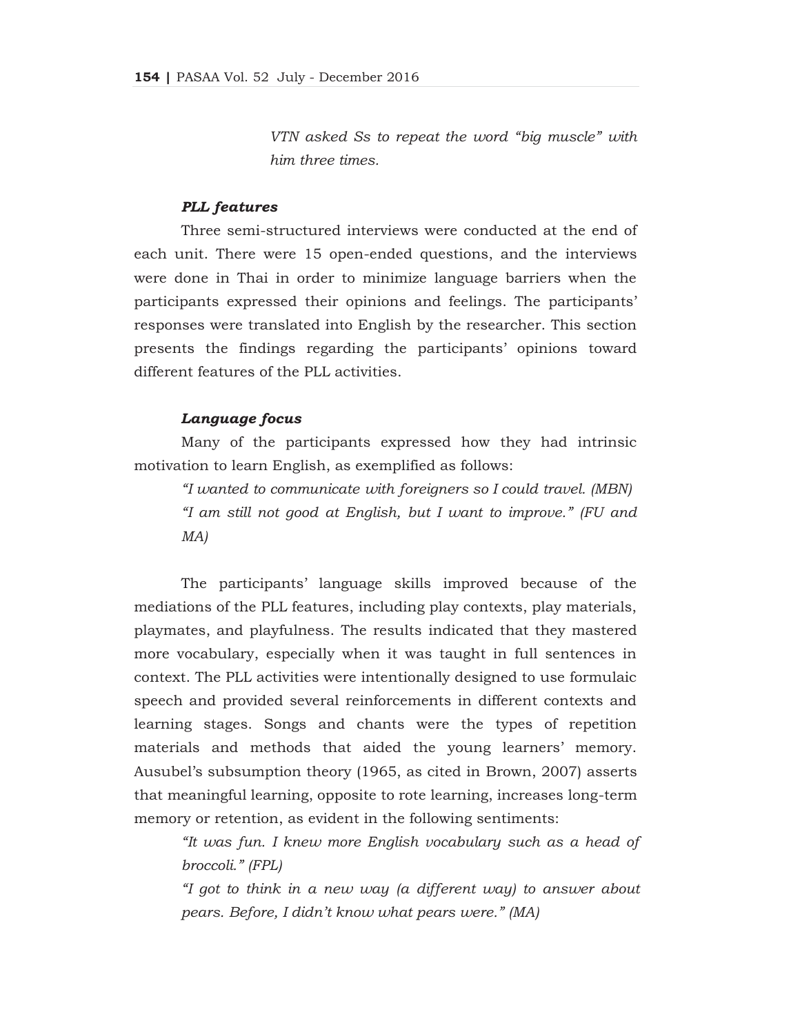*VTN asked Ss to repeat the word "big muscle" with him three times.*

***PLL features***

Three semi-structured interviews were conducted at the end of each unit. There were 15 open-ended questions, and the interviews were done in Thai in order to minimize language barriers when the participants expressed their opinions and feelings. The participants' responses were translated into English by the researcher. This section presents the findings regarding the participants' opinions toward different features of the PLL activities.

***Language focus***

Many of the participants expressed how they had intrinsic motivation to learn English, as exemplified as follows:

*"I wanted to communicate with foreigners so I could travel. (MBN)*
*"I am still not good at English, but I want to improve." (FU and MA)*

The participants' language skills improved because of the mediations of the PLL features, including play contexts, play materials, playmates, and playfulness. The results indicated that they mastered more vocabulary, especially when it was taught in full sentences in context. The PLL activities were intentionally designed to use formulaic speech and provided several reinforcements in different contexts and learning stages. Songs and chants were the types of repetition materials and methods that aided the young learners' memory. Ausubel's subsumption theory (1965, as cited in Brown, 2007) asserts that meaningful learning, opposite to rote learning, increases long-term memory or retention, as evident in the following sentiments:

*"It was fun. I knew more English vocabulary such as a head of broccoli." (FPL)*
*"I got to think in a new way (a different way) to answer about pears. Before, I didn't know what pears were." (MA)*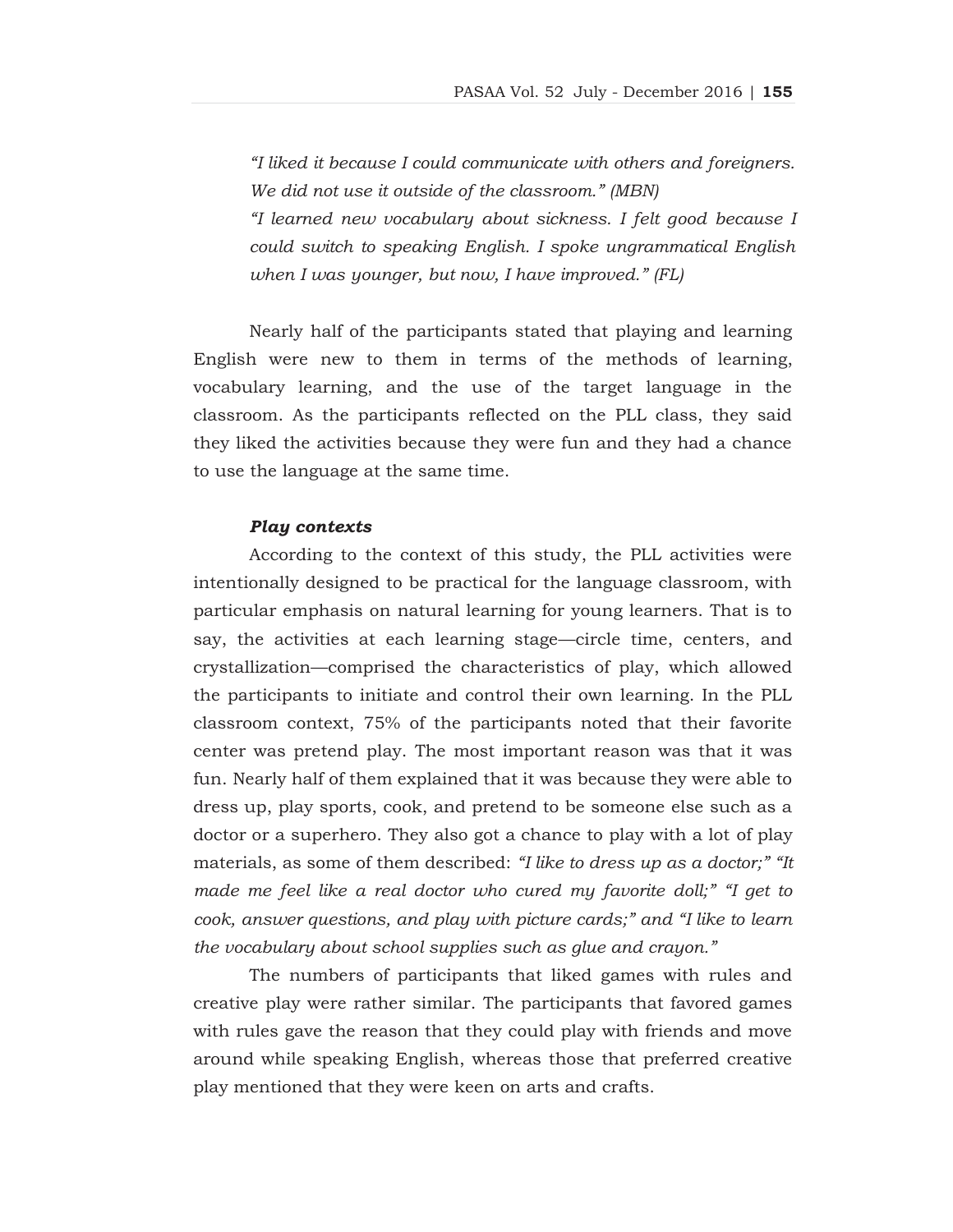*"I liked it because I could communicate with others and foreigners. We did not use it outside of the classroom." (MBN)*

*"I learned new vocabulary about sickness. I felt good because I could switch to speaking English. I spoke ungrammatical English when I was younger, but now, I have improved." (FL)*

Nearly half of the participants stated that playing and learning English were new to them in terms of the methods of learning, vocabulary learning, and the use of the target language in the classroom. As the participants reflected on the PLL class, they said they liked the activities because they were fun and they had a chance to use the language at the same time.

***Play contexts***

According to the context of this study, the PLL activities were intentionally designed to be practical for the language classroom, with particular emphasis on natural learning for young learners. That is to say, the activities at each learning stage—circle time, centers, and crystallization—comprised the characteristics of play, which allowed the participants to initiate and control their own learning. In the PLL classroom context, 75% of the participants noted that their favorite center was pretend play. The most important reason was that it was fun. Nearly half of them explained that it was because they were able to dress up, play sports, cook, and pretend to be someone else such as a doctor or a superhero. They also got a chance to play with a lot of play materials, as some of them described: *"I like to dress up as a doctor;" "It made me feel like a real doctor who cured my favorite doll;" "I get to cook, answer questions, and play with picture cards;"* and *"I like to learn the vocabulary about school supplies such as glue and crayon."*

The numbers of participants that liked games with rules and creative play were rather similar. The participants that favored games with rules gave the reason that they could play with friends and move around while speaking English, whereas those that preferred creative play mentioned that they were keen on arts and crafts.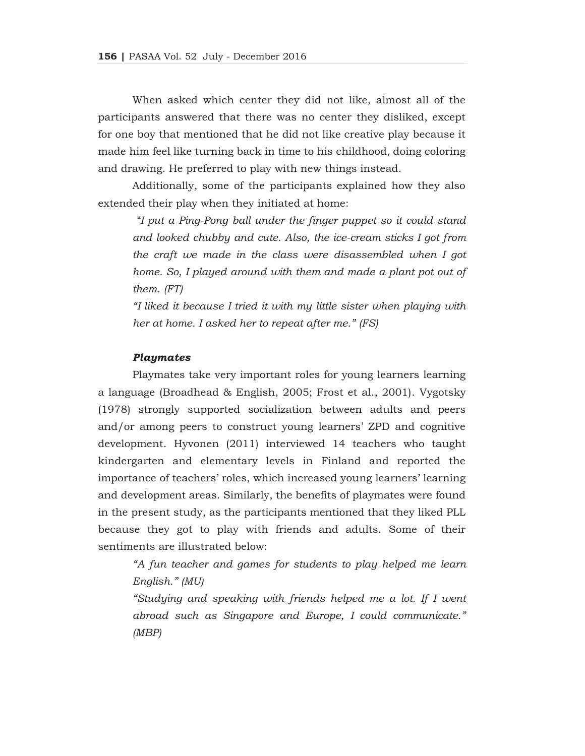When asked which center they did not like, almost all of the participants answered that there was no center they disliked, except for one boy that mentioned that he did not like creative play because it made him feel like turning back in time to his childhood, doing coloring and drawing. He preferred to play with new things instead.

Additionally, some of the participants explained how they also extended their play when they initiated at home:

> *"I put a Ping-Pong ball under the finger puppet so it could stand and looked chubby and cute. Also, the ice-cream sticks I got from the craft we made in the class were disassembled when I got home. So, I played around with them and made a plant pot out of them. (FT)*
>
> *"I liked it because I tried it with my little sister when playing with her at home. I asked her to repeat after me." (FS)*

### *Playmates*

Playmates take very important roles for young learners learning a language (Broadhead & English, 2005; Frost et al., 2001). Vygotsky (1978) strongly supported socialization between adults and peers and/or among peers to construct young learners' ZPD and cognitive development. Hyvonen (2011) interviewed 14 teachers who taught kindergarten and elementary levels in Finland and reported the importance of teachers' roles, which increased young learners' learning and development areas. Similarly, the benefits of playmates were found in the present study, as the participants mentioned that they liked PLL because they got to play with friends and adults. Some of their sentiments are illustrated below:

> *"A fun teacher and games for students to play helped me learn English." (MU)*
>
> *"Studying and speaking with friends helped me a lot. If I went abroad such as Singapore and Europe, I could communicate." (MBP)*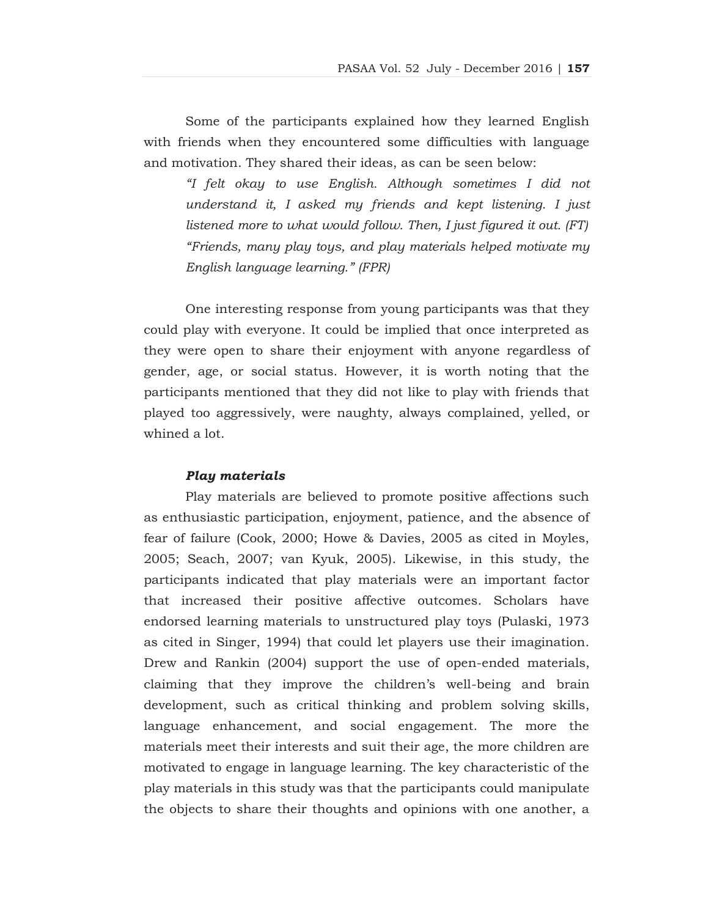Some of the participants explained how they learned English with friends when they encountered some difficulties with language and motivation. They shared their ideas, as can be seen below:

> *"I felt okay to use English. Although sometimes I did not understand it, I asked my friends and kept listening. I just listened more to what would follow. Then, I just figured it out. (FT)*
>
> *"Friends, many play toys, and play materials helped motivate my English language learning." (FPR)*

One interesting response from young participants was that they could play with everyone. It could be implied that once interpreted as they were open to share their enjoyment with anyone regardless of gender, age, or social status. However, it is worth noting that the participants mentioned that they did not like to play with friends that played too aggressively, were naughty, always complained, yelled, or whined a lot.

### *Play materials*

Play materials are believed to promote positive affections such as enthusiastic participation, enjoyment, patience, and the absence of fear of failure (Cook, 2000; Howe & Davies, 2005 as cited in Moyles, 2005; Seach, 2007; van Kyuk, 2005). Likewise, in this study, the participants indicated that play materials were an important factor that increased their positive affective outcomes. Scholars have endorsed learning materials to unstructured play toys (Pulaski, 1973 as cited in Singer, 1994) that could let players use their imagination. Drew and Rankin (2004) support the use of open-ended materials, claiming that they improve the children's well-being and brain development, such as critical thinking and problem solving skills, language enhancement, and social engagement. The more the materials meet their interests and suit their age, the more children are motivated to engage in language learning. The key characteristic of the play materials in this study was that the participants could manipulate the objects to share their thoughts and opinions with one another, a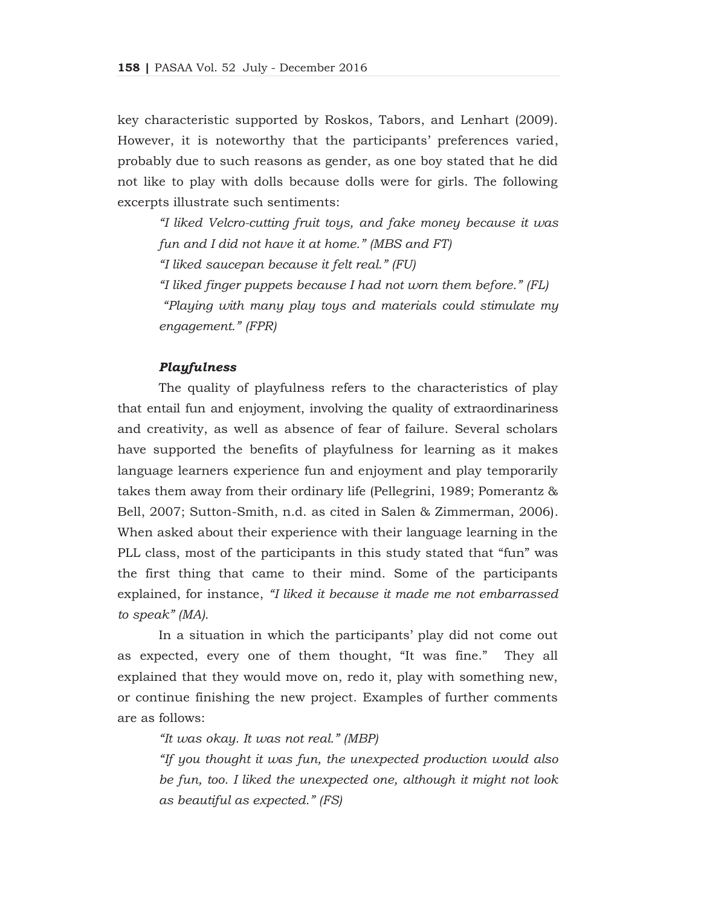key characteristic supported by Roskos, Tabors, and Lenhart (2009). However, it is noteworthy that the participants' preferences varied, probably due to such reasons as gender, as one boy stated that he did not like to play with dolls because dolls were for girls. The following excerpts illustrate such sentiments:

> *"I liked Velcro-cutting fruit toys, and fake money because it was fun and I did not have it at home." (MBS and FT)*
>
> *"I liked saucepan because it felt real." (FU)*
>
> *"I liked finger puppets because I had not worn them before." (FL)*
>
> *"Playing with many play toys and materials could stimulate my engagement." (FPR)*

### *Playfulness*

The quality of playfulness refers to the characteristics of play that entail fun and enjoyment, involving the quality of extraordinariness and creativity, as well as absence of fear of failure. Several scholars have supported the benefits of playfulness for learning as it makes language learners experience fun and enjoyment and play temporarily takes them away from their ordinary life (Pellegrini, 1989; Pomerantz & Bell, 2007; Sutton-Smith, n.d. as cited in Salen & Zimmerman, 2006). When asked about their experience with their language learning in the PLL class, most of the participants in this study stated that "fun" was the first thing that came to their mind. Some of the participants explained, for instance, *"I liked it because it made me not embarrassed to speak" (MA).*

In a situation in which the participants' play did not come out as expected, every one of them thought, "It was fine." They all explained that they would move on, redo it, play with something new, or continue finishing the new project. Examples of further comments are as follows:

> *"It was okay. It was not real." (MBP)*
>
> *"If you thought it was fun, the unexpected production would also be fun, too. I liked the unexpected one, although it might not look as beautiful as expected." (FS)*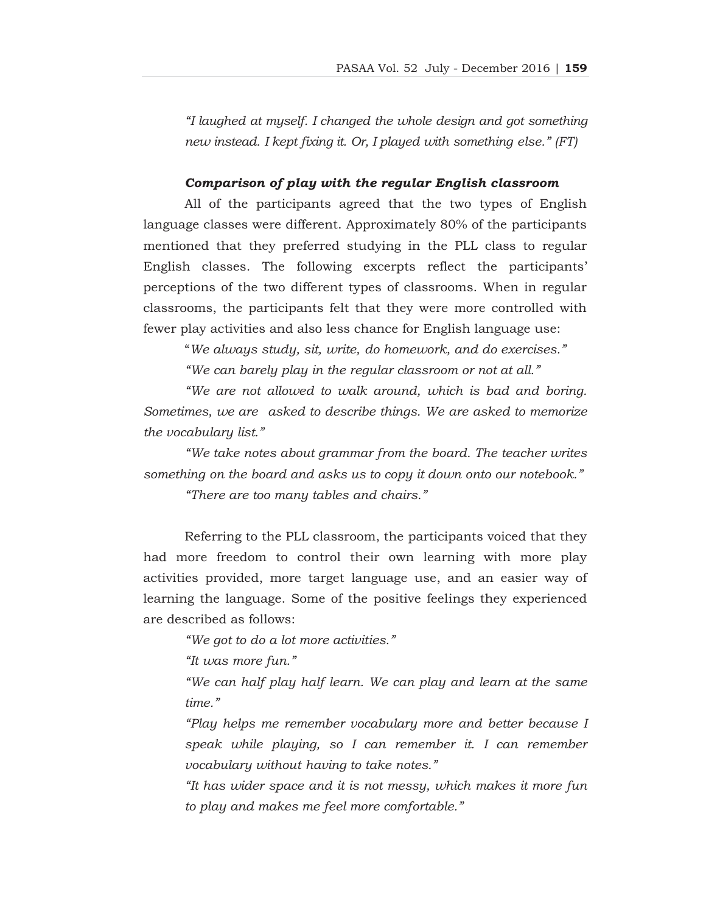*"I laughed at myself. I changed the whole design and got something new instead. I kept fixing it. Or, I played with something else." (FT)*

### *Comparison of play with the regular English classroom*

All of the participants agreed that the two types of English language classes were different. Approximately 80% of the participants mentioned that they preferred studying in the PLL class to regular English classes. The following excerpts reflect the participants' perceptions of the two different types of classrooms. When in regular classrooms, the participants felt that they were more controlled with fewer play activities and also less chance for English language use:

*"We always study, sit, write, do homework, and do exercises."*

*"We can barely play in the regular classroom or not at all."*

*"We are not allowed to walk around, which is bad and boring. Sometimes, we are asked to describe things. We are asked to memorize the vocabulary list."*

*"We take notes about grammar from the board. The teacher writes something on the board and asks us to copy it down onto our notebook."*

*"There are too many tables and chairs."*

Referring to the PLL classroom, the participants voiced that they had more freedom to control their own learning with more play activities provided, more target language use, and an easier way of learning the language. Some of the positive feelings they experienced are described as follows:

*"We got to do a lot more activities."*

*"It was more fun."*

*"We can half play half learn. We can play and learn at the same time."*

*"Play helps me remember vocabulary more and better because I speak while playing, so I can remember it. I can remember vocabulary without having to take notes."*

*"It has wider space and it is not messy, which makes it more fun to play and makes me feel more comfortable."*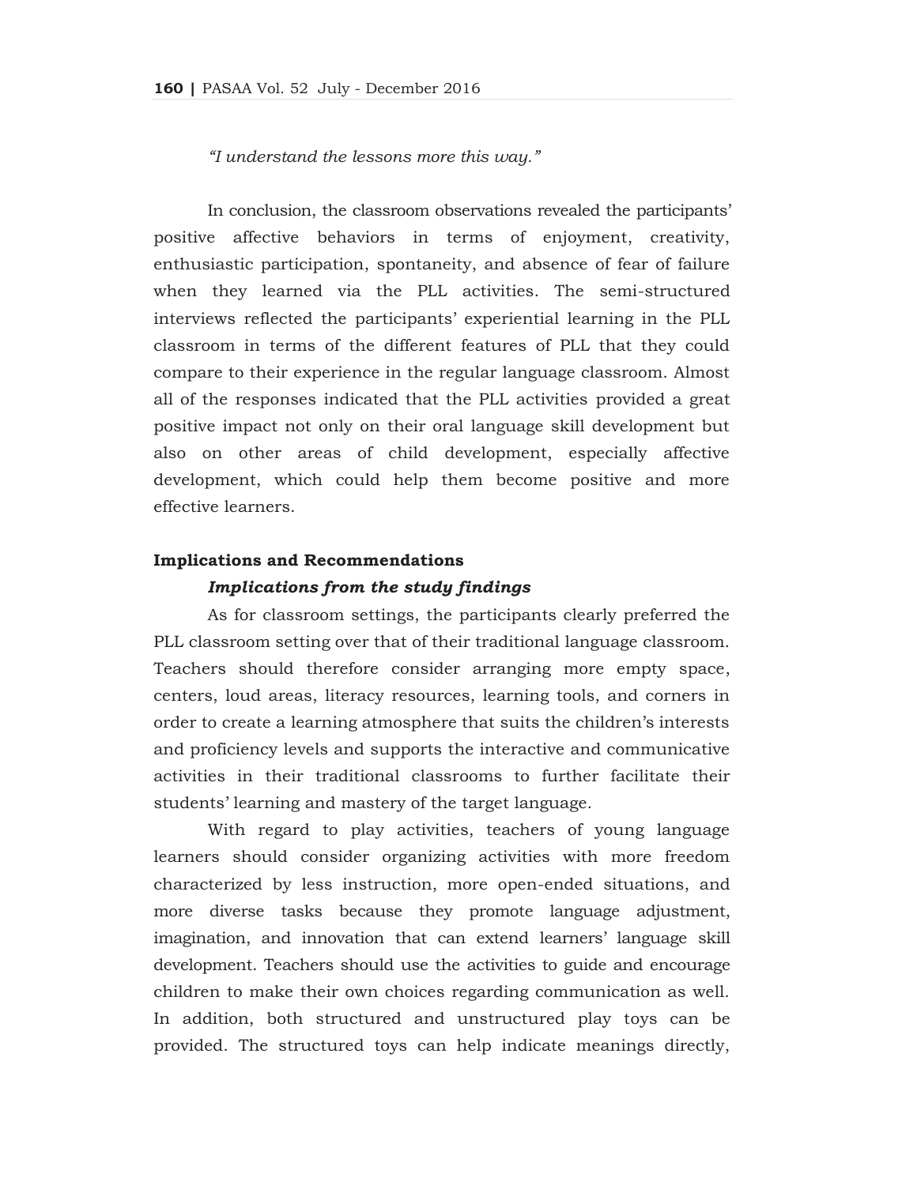*"I understand the lessons more this way."*

In conclusion, the classroom observations revealed the participants' positive affective behaviors in terms of enjoyment, creativity, enthusiastic participation, spontaneity, and absence of fear of failure when they learned via the PLL activities. The semi-structured interviews reflected the participants' experiential learning in the PLL classroom in terms of the different features of PLL that they could compare to their experience in the regular language classroom. Almost all of the responses indicated that the PLL activities provided a great positive impact not only on their oral language skill development but also on other areas of child development, especially affective development, which could help them become positive and more effective learners.

## Implications and Recommendations

### *Implications from the study findings*

As for classroom settings, the participants clearly preferred the PLL classroom setting over that of their traditional language classroom. Teachers should therefore consider arranging more empty space, centers, loud areas, literacy resources, learning tools, and corners in order to create a learning atmosphere that suits the children's interests and proficiency levels and supports the interactive and communicative activities in their traditional classrooms to further facilitate their students' learning and mastery of the target language.

With regard to play activities, teachers of young language learners should consider organizing activities with more freedom characterized by less instruction, more open-ended situations, and more diverse tasks because they promote language adjustment, imagination, and innovation that can extend learners' language skill development. Teachers should use the activities to guide and encourage children to make their own choices regarding communication as well. In addition, both structured and unstructured play toys can be provided. The structured toys can help indicate meanings directly,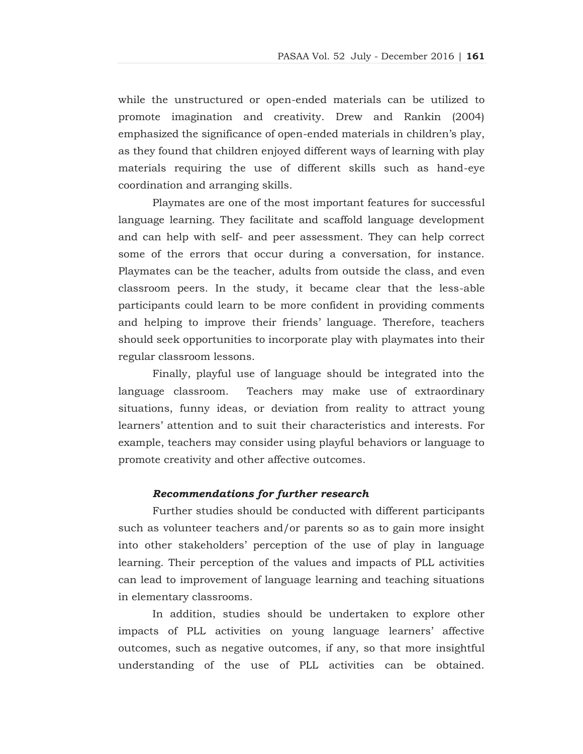while the unstructured or open-ended materials can be utilized to promote imagination and creativity. Drew and Rankin (2004) emphasized the significance of open-ended materials in children's play, as they found that children enjoyed different ways of learning with play materials requiring the use of different skills such as hand-eye coordination and arranging skills.

Playmates are one of the most important features for successful language learning. They facilitate and scaffold language development and can help with self- and peer assessment. They can help correct some of the errors that occur during a conversation, for instance. Playmates can be the teacher, adults from outside the class, and even classroom peers. In the study, it became clear that the less-able participants could learn to be more confident in providing comments and helping to improve their friends' language. Therefore, teachers should seek opportunities to incorporate play with playmates into their regular classroom lessons.

Finally, playful use of language should be integrated into the language classroom. Teachers may make use of extraordinary situations, funny ideas, or deviation from reality to attract young learners' attention and to suit their characteristics and interests. For example, teachers may consider using playful behaviors or language to promote creativity and other affective outcomes.

### *Recommendations for further research*

Further studies should be conducted with different participants such as volunteer teachers and/or parents so as to gain more insight into other stakeholders' perception of the use of play in language learning. Their perception of the values and impacts of PLL activities can lead to improvement of language learning and teaching situations in elementary classrooms.

In addition, studies should be undertaken to explore other impacts of PLL activities on young language learners' affective outcomes, such as negative outcomes, if any, so that more insightful understanding of the use of PLL activities can be obtained.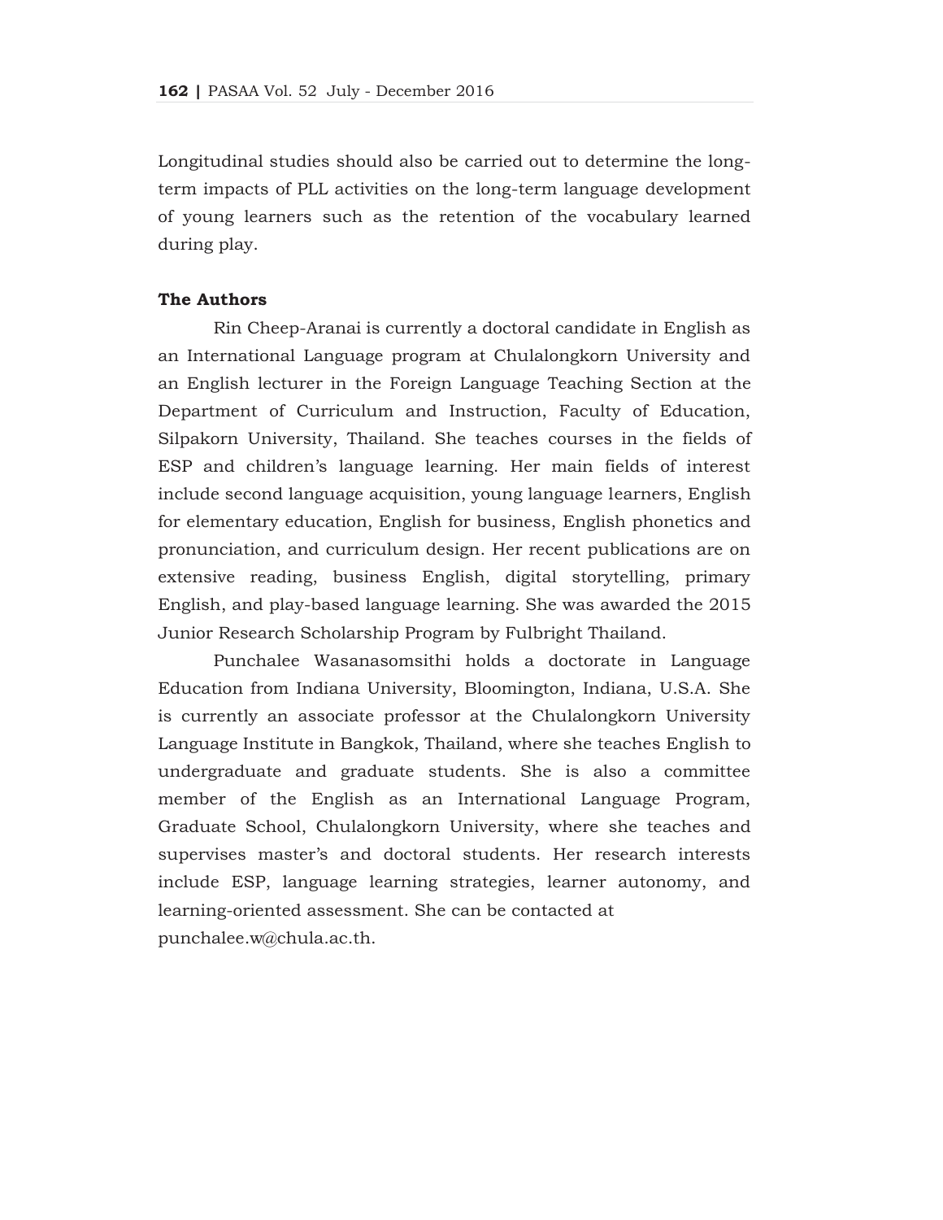Longitudinal studies should also be carried out to determine the long-term impacts of PLL activities on the long-term language development of young learners such as the retention of the vocabulary learned during play.

## The Authors

Rin Cheep-Aranai is currently a doctoral candidate in English as an International Language program at Chulalongkorn University and an English lecturer in the Foreign Language Teaching Section at the Department of Curriculum and Instruction, Faculty of Education, Silpakorn University, Thailand. She teaches courses in the fields of ESP and children's language learning. Her main fields of interest include second language acquisition, young language learners, English for elementary education, English for business, English phonetics and pronunciation, and curriculum design. Her recent publications are on extensive reading, business English, digital storytelling, primary English, and play-based language learning. She was awarded the 2015 Junior Research Scholarship Program by Fulbright Thailand.

Punchalee Wasanasomsithi holds a doctorate in Language Education from Indiana University, Bloomington, Indiana, U.S.A. She is currently an associate professor at the Chulalongkorn University Language Institute in Bangkok, Thailand, where she teaches English to undergraduate and graduate students. She is also a committee member of the English as an International Language Program, Graduate School, Chulalongkorn University, where she teaches and supervises master's and doctoral students. Her research interests include ESP, language learning strategies, learner autonomy, and learning-oriented assessment. She can be contacted at punchalee.w@chula.ac.th.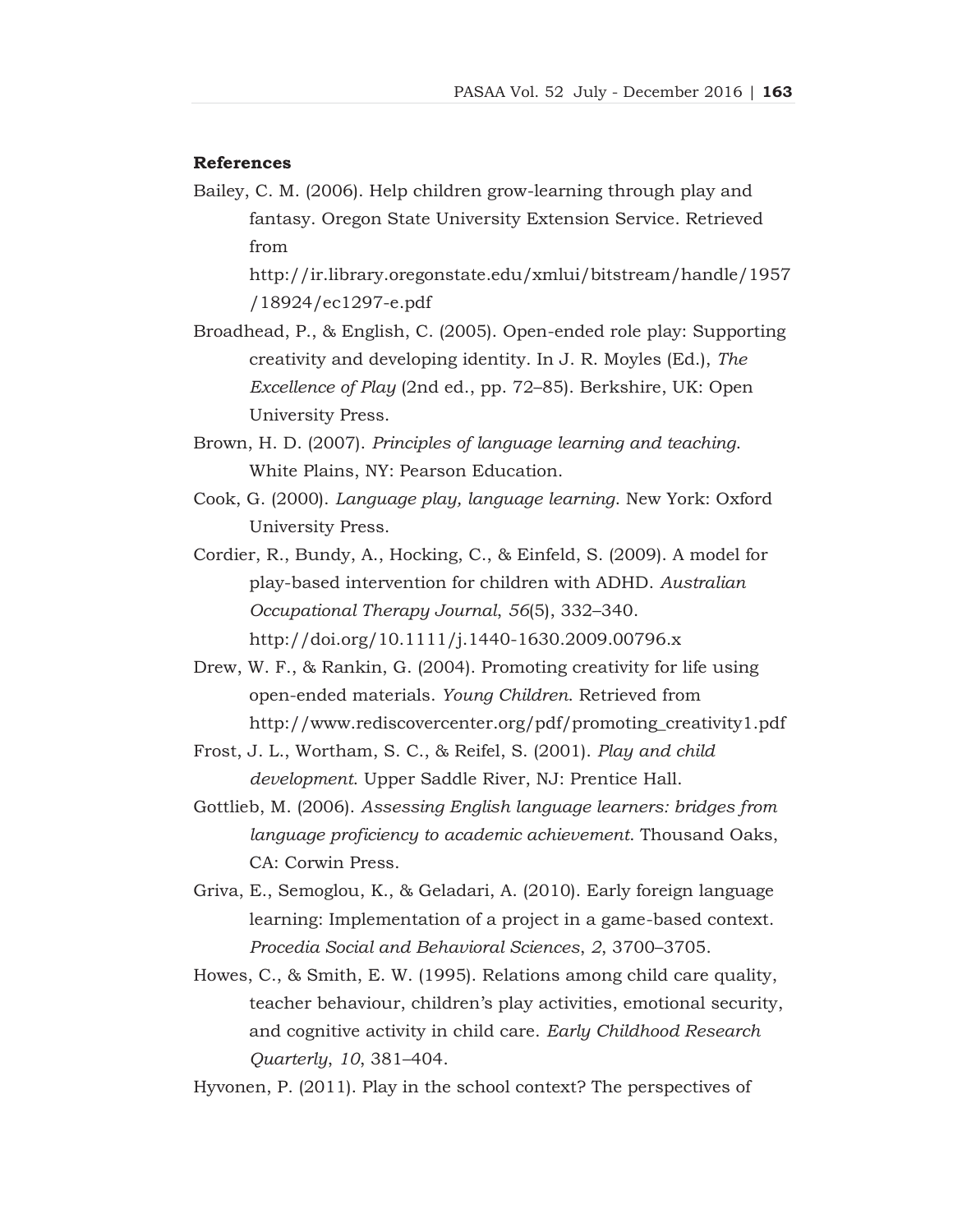## References

Bailey, C. M. (2006). Help children grow-learning through play and fantasy. Oregon State University Extension Service. Retrieved from http://ir.library.oregonstate.edu/xmlui/bitstream/handle/1957/18924/ec1297-e.pdf

Broadhead, P., & English, C. (2005). Open-ended role play: Supporting creativity and developing identity. In J. R. Moyles (Ed.), *The Excellence of Play* (2nd ed., pp. 72–85). Berkshire, UK: Open University Press.

Brown, H. D. (2007). *Principles of language learning and teaching*. White Plains, NY: Pearson Education.

Cook, G. (2000). *Language play, language learning*. New York: Oxford University Press.

Cordier, R., Bundy, A., Hocking, C., & Einfeld, S. (2009). A model for play-based intervention for children with ADHD. *Australian Occupational Therapy Journal*, *56*(5), 332–340. http://doi.org/10.1111/j.1440-1630.2009.00796.x

Drew, W. F., & Rankin, G. (2004). Promoting creativity for life using open-ended materials. *Young Children*. Retrieved from http://www.rediscovercenter.org/pdf/promoting_creativity1.pdf

Frost, J. L., Wortham, S. C., & Reifel, S. (2001). *Play and child development*. Upper Saddle River, NJ: Prentice Hall.

Gottlieb, M. (2006). *Assessing English language learners: bridges from language proficiency to academic achievement*. Thousand Oaks, CA: Corwin Press.

Griva, E., Semoglou, K., & Geladari, A. (2010). Early foreign language learning: Implementation of a project in a game-based context. *Procedia Social and Behavioral Sciences*, *2*, 3700–3705.

Howes, C., & Smith, E. W. (1995). Relations among child care quality, teacher behaviour, children's play activities, emotional security, and cognitive activity in child care. *Early Childhood Research Quarterly*, *10*, 381–404.

Hyvonen, P. (2011). Play in the school context? The perspectives of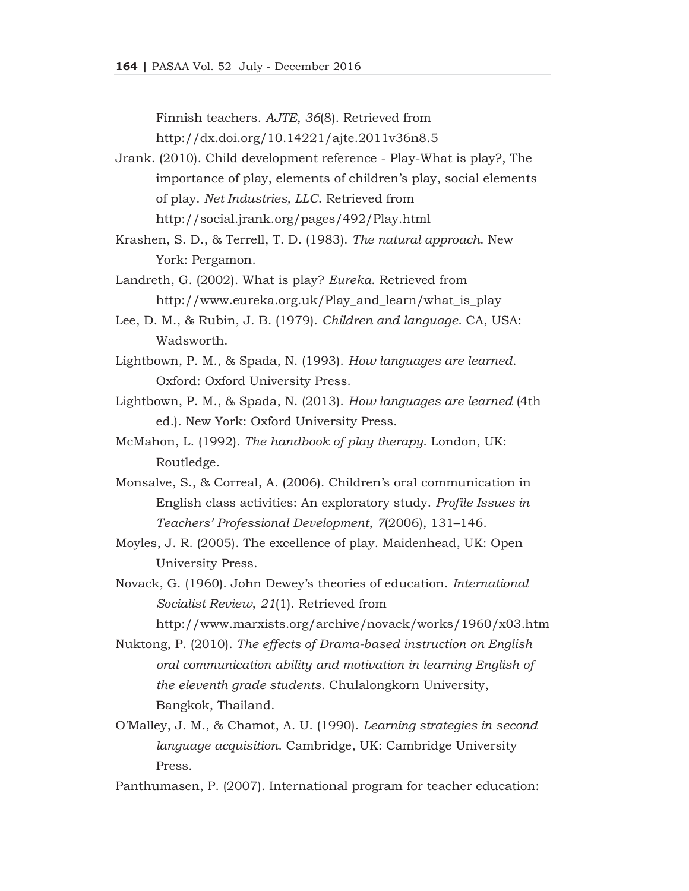Finnish teachers. *AJTE*, *36*(8). Retrieved from http://dx.doi.org/10.14221/ajte.2011v36n8.5

Jrank. (2010). Child development reference - Play-What is play?, The importance of play, elements of children's play, social elements of play. *Net Industries, LLC*. Retrieved from http://social.jrank.org/pages/492/Play.html

Krashen, S. D., & Terrell, T. D. (1983). *The natural approach*. New York: Pergamon.

Landreth, G. (2002). What is play? *Eureka*. Retrieved from http://www.eureka.org.uk/Play_and_learn/what_is_play

Lee, D. M., & Rubin, J. B. (1979). *Children and language*. CA, USA: Wadsworth.

Lightbown, P. M., & Spada, N. (1993). *How languages are learned*. Oxford: Oxford University Press.

Lightbown, P. M., & Spada, N. (2013). *How languages are learned* (4th ed.). New York: Oxford University Press.

McMahon, L. (1992). *The handbook of play therapy*. London, UK: Routledge.

Monsalve, S., & Correal, A. (2006). Children's oral communication in English class activities: An exploratory study. *Profile Issues in Teachers' Professional Development*, *7*(2006), 131–146.

Moyles, J. R. (2005). The excellence of play. Maidenhead, UK: Open University Press.

Novack, G. (1960). John Dewey's theories of education. *International Socialist Review*, *21*(1). Retrieved from http://www.marxists.org/archive/novack/works/1960/x03.htm

Nuktong, P. (2010). *The effects of Drama-based instruction on English oral communication ability and motivation in learning English of the eleventh grade students*. Chulalongkorn University, Bangkok, Thailand.

O'Malley, J. M., & Chamot, A. U. (1990). *Learning strategies in second language acquisition*. Cambridge, UK: Cambridge University Press.

Panthumasen, P. (2007). International program for teacher education: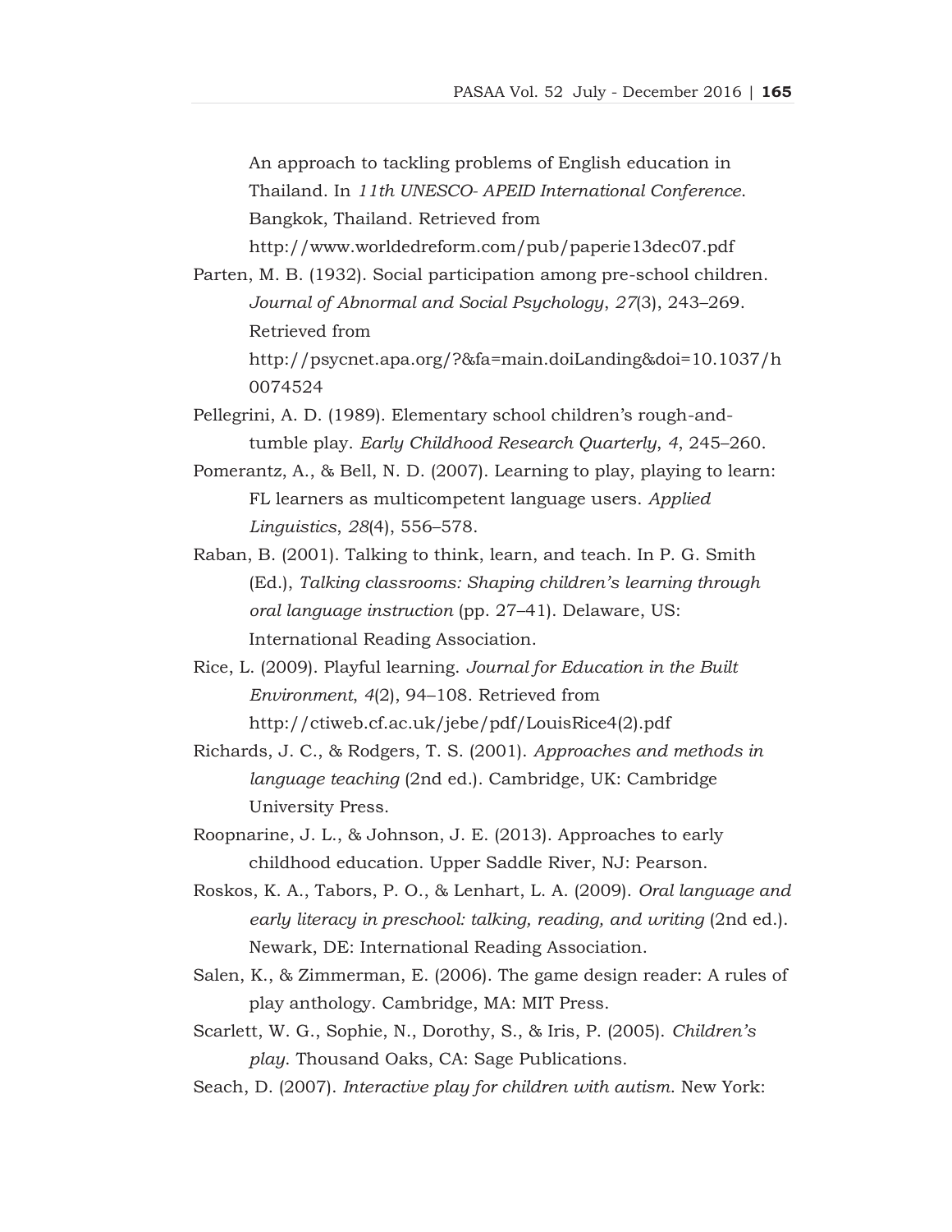An approach to tackling problems of English education in Thailand. In *11th UNESCO- APEID International Conference*. Bangkok, Thailand. Retrieved from http://www.worldedreform.com/pub/paperie13dec07.pdf

Parten, M. B. (1932). Social participation among pre-school children. *Journal of Abnormal and Social Psychology*, *27*(3), 243–269. Retrieved from http://psycnet.apa.org/?&fa=main.doiLanding&doi=10.1037/h0074524

Pellegrini, A. D. (1989). Elementary school children's rough-and-tumble play. *Early Childhood Research Quarterly*, *4*, 245–260.

Pomerantz, A., & Bell, N. D. (2007). Learning to play, playing to learn: FL learners as multicompetent language users. *Applied Linguistics*, *28*(4), 556–578.

Raban, B. (2001). Talking to think, learn, and teach. In P. G. Smith (Ed.), *Talking classrooms: Shaping children's learning through oral language instruction* (pp. 27–41). Delaware, US: International Reading Association.

Rice, L. (2009). Playful learning. *Journal for Education in the Built Environment*, *4*(2), 94–108. Retrieved from http://ctiweb.cf.ac.uk/jebe/pdf/LouisRice4(2).pdf

Richards, J. C., & Rodgers, T. S. (2001). *Approaches and methods in language teaching* (2nd ed.). Cambridge, UK: Cambridge University Press.

Roopnarine, J. L., & Johnson, J. E. (2013). Approaches to early childhood education. Upper Saddle River, NJ: Pearson.

Roskos, K. A., Tabors, P. O., & Lenhart, L. A. (2009). *Oral language and early literacy in preschool: talking, reading, and writing* (2nd ed.). Newark, DE: International Reading Association.

Salen, K., & Zimmerman, E. (2006). The game design reader: A rules of play anthology. Cambridge, MA: MIT Press.

Scarlett, W. G., Sophie, N., Dorothy, S., & Iris, P. (2005). *Children's play*. Thousand Oaks, CA: Sage Publications.

Seach, D. (2007). *Interactive play for children with autism.* New York: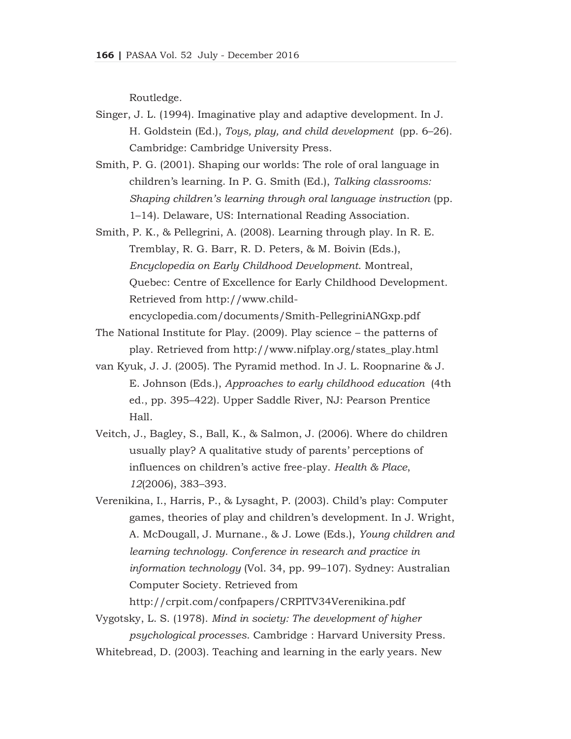Routledge.

Singer, J. L. (1994). Imaginative play and adaptive development. In J. H. Goldstein (Ed.), *Toys, play, and child development* (pp. 6–26). Cambridge: Cambridge University Press.

Smith, P. G. (2001). Shaping our worlds: The role of oral language in children's learning. In P. G. Smith (Ed.), *Talking classrooms: Shaping children's learning through oral language instruction* (pp. 1–14). Delaware, US: International Reading Association.

Smith, P. K., & Pellegrini, A. (2008). Learning through play. In R. E. Tremblay, R. G. Barr, R. D. Peters, & M. Boivin (Eds.), *Encyclopedia on Early Childhood Development*. Montreal, Quebec: Centre of Excellence for Early Childhood Development. Retrieved from http://www.child-encyclopedia.com/documents/Smith-PellegriniANGxp.pdf

The National Institute for Play. (2009). Play science – the patterns of play. Retrieved from http://www.nifplay.org/states_play.html

van Kyuk, J. J. (2005). The Pyramid method. In J. L. Roopnarine & J. E. Johnson (Eds.), *Approaches to early childhood education* (4th ed., pp. 395–422). Upper Saddle River, NJ: Pearson Prentice Hall.

Veitch, J., Bagley, S., Ball, K., & Salmon, J. (2006). Where do children usually play? A qualitative study of parents' perceptions of influences on children's active free-play. *Health & Place*, *12*(2006), 383–393.

Verenikina, I., Harris, P., & Lysaght, P. (2003). Child's play: Computer games, theories of play and children's development. In J. Wright, A. McDougall, J. Murnane., & J. Lowe (Eds.), *Young children and learning technology. Conference in research and practice in information technology* (Vol. 34, pp. 99–107). Sydney: Australian Computer Society. Retrieved from http://crpit.com/confpapers/CRPITV34Verenikina.pdf

Vygotsky, L. S. (1978). *Mind in society: The development of higher psychological processes*. Cambridge : Harvard University Press.

Whitebread, D. (2003). Teaching and learning in the early years. New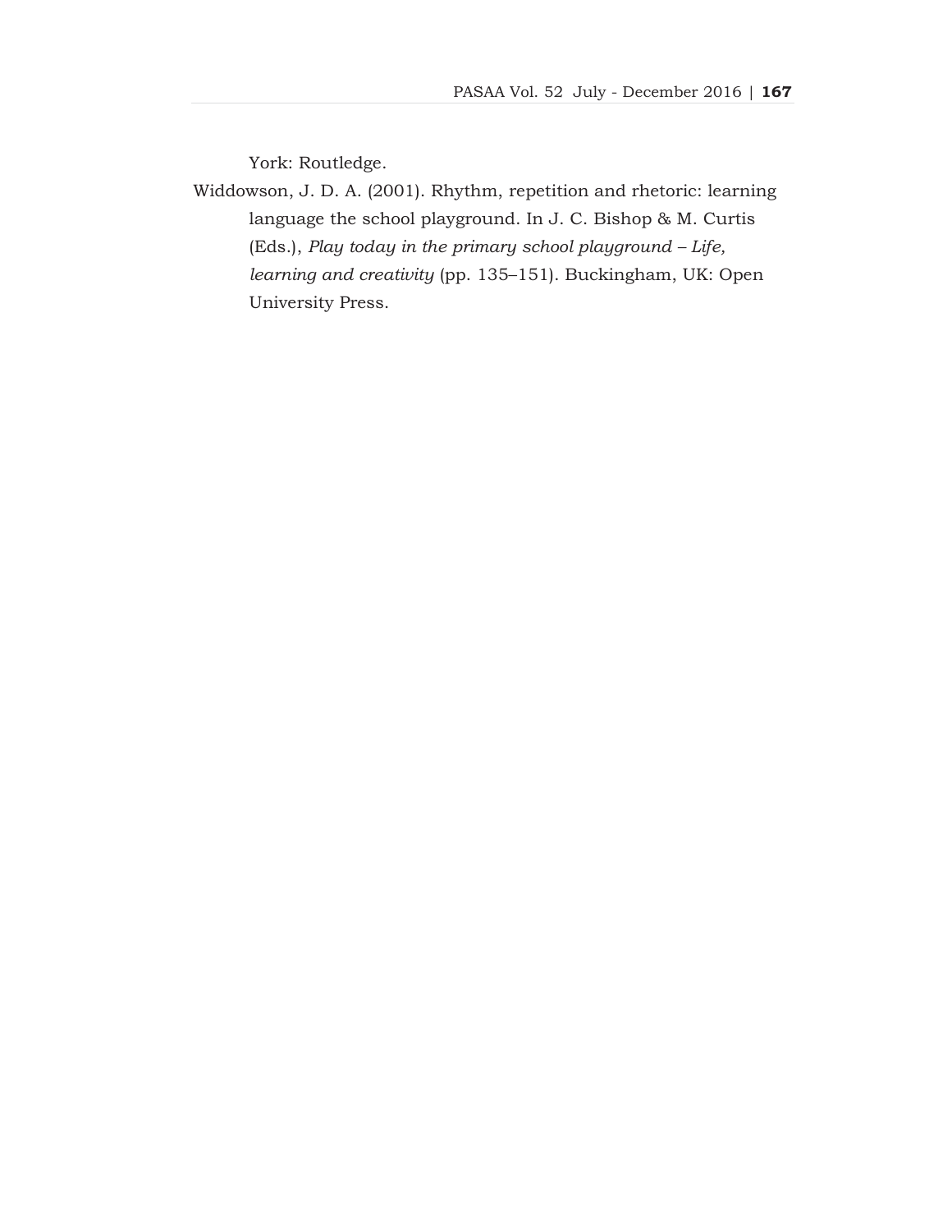York: Routledge.

Widdowson, J. D. A. (2001). Rhythm, repetition and rhetoric: learning language the school playground. In J. C. Bishop & M. Curtis (Eds.), *Play today in the primary school playground – Life, learning and creativity* (pp. 135–151). Buckingham, UK: Open University Press.